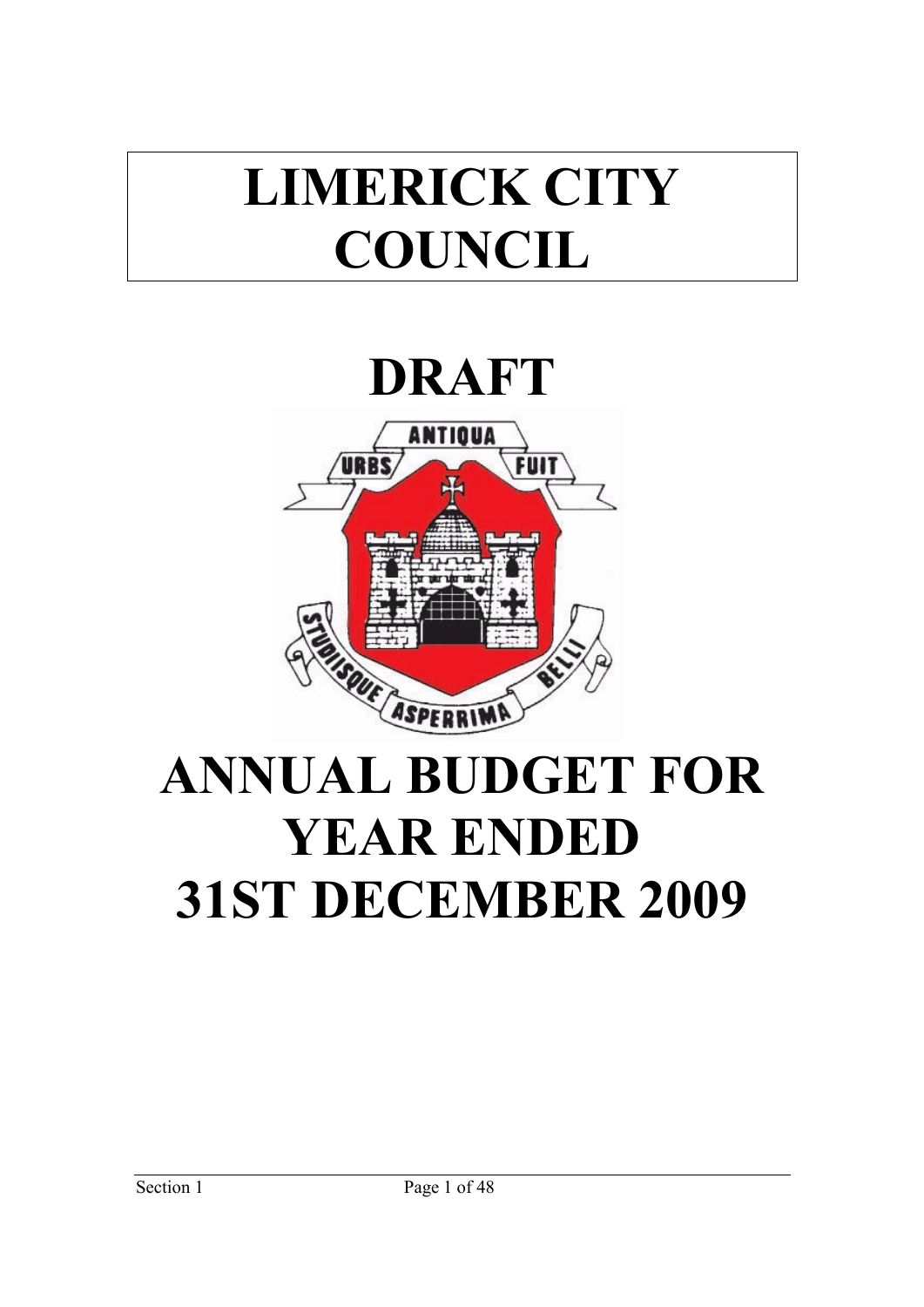# LIMERICK CITY COUNCIL

# DRAFT

# ANNUAL BUDGET FOR YEAR ENDED 31ST DECEMBER 2009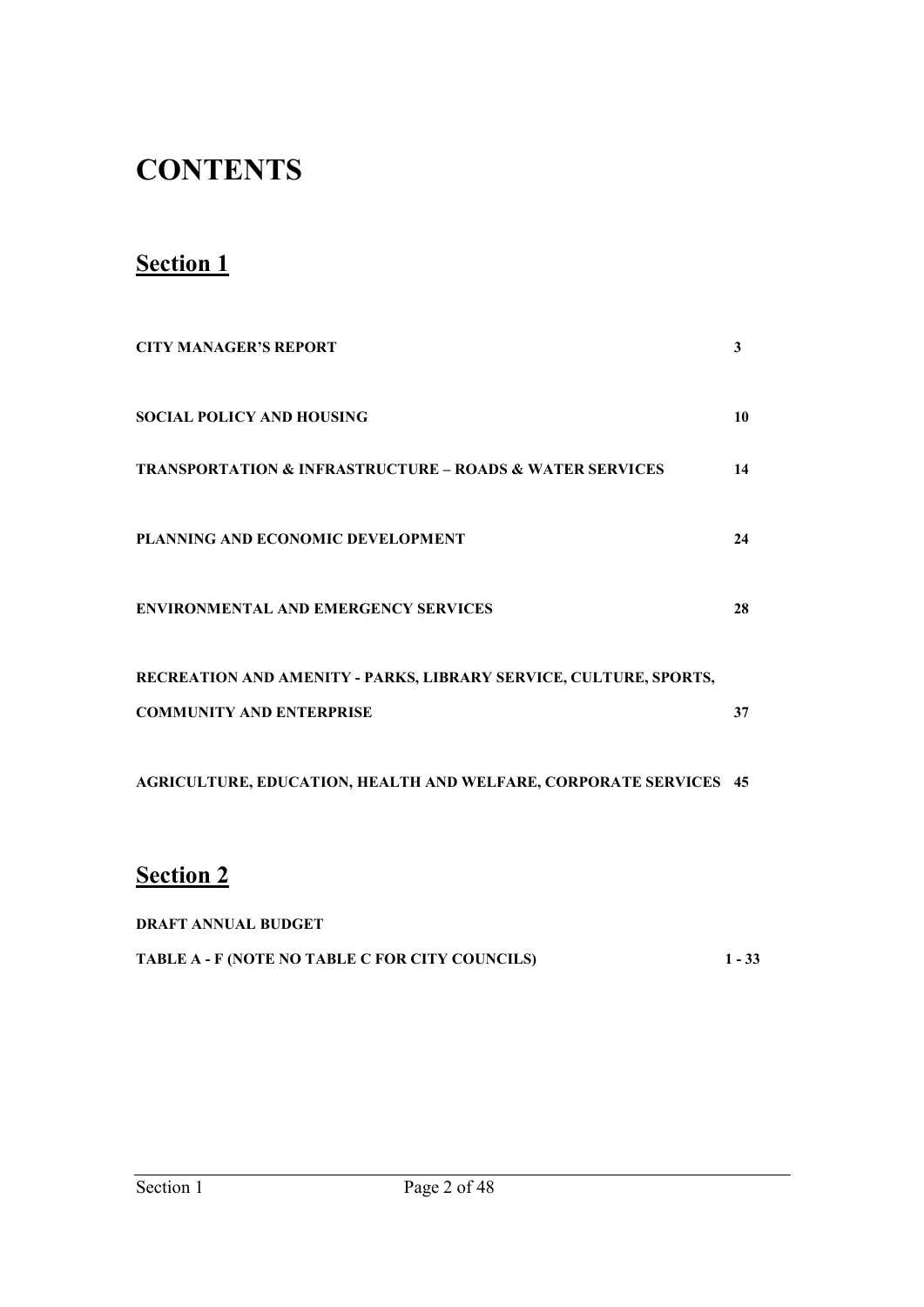# CONTENTS

## Section 1

| | |
|---|---|
| **CITY MANAGER'S REPORT** | **3** |
| **SOCIAL POLICY AND HOUSING** | **10** |
| **TRANSPORTATION & INFRASTRUCTURE – ROADS & WATER SERVICES** | **14** |
| **PLANNING AND ECONOMIC DEVELOPMENT** | **24** |
| **ENVIRONMENTAL AND EMERGENCY SERVICES** | **28** |
| **RECREATION AND AMENITY - PARKS, LIBRARY SERVICE, CULTURE, SPORTS, COMMUNITY AND ENTERPRISE** | **37** |
| **AGRICULTURE, EDUCATION, HEALTH AND WELFARE, CORPORATE SERVICES** | **45** |

## Section 2

**DRAFT ANNUAL BUDGET**

| | |
|---|---|
| **TABLE A - F (NOTE NO TABLE C FOR CITY COUNCILS)** | **1 - 33** |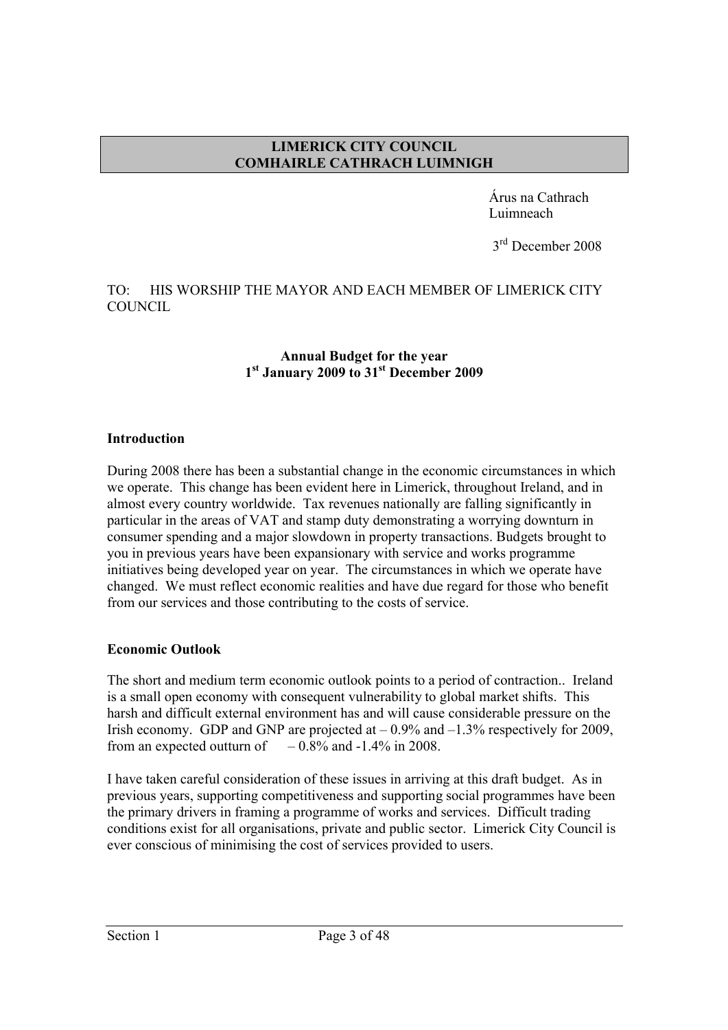**LIMERICK CITY COUNCIL**
**COMHAIRLE CATHRACH LUIMNIGH**

Árus na Cathrach
Luimneach

3rd December 2008

TO: HIS WORSHIP THE MAYOR AND EACH MEMBER OF LIMERICK CITY COUNCIL

**Annual Budget for the year**
**1st January 2009 to 31st December 2009**

## Introduction

During 2008 there has been a substantial change in the economic circumstances in which we operate. This change has been evident here in Limerick, throughout Ireland, and in almost every country worldwide. Tax revenues nationally are falling significantly in particular in the areas of VAT and stamp duty demonstrating a worrying downturn in consumer spending and a major slowdown in property transactions. Budgets brought to you in previous years have been expansionary with service and works programme initiatives being developed year on year. The circumstances in which we operate have changed. We must reflect economic realities and have due regard for those who benefit from our services and those contributing to the costs of service.

## Economic Outlook

The short and medium term economic outlook points to a period of contraction.. Ireland is a small open economy with consequent vulnerability to global market shifts. This harsh and difficult external environment has and will cause considerable pressure on the Irish economy. GDP and GNP are projected at – 0.9% and –1.3% respectively for 2009, from an expected outturn of – 0.8% and -1.4% in 2008.

I have taken careful consideration of these issues in arriving at this draft budget. As in previous years, supporting competitiveness and supporting social programmes have been the primary drivers in framing a programme of works and services. Difficult trading conditions exist for all organisations, private and public sector. Limerick City Council is ever conscious of minimising the cost of services provided to users.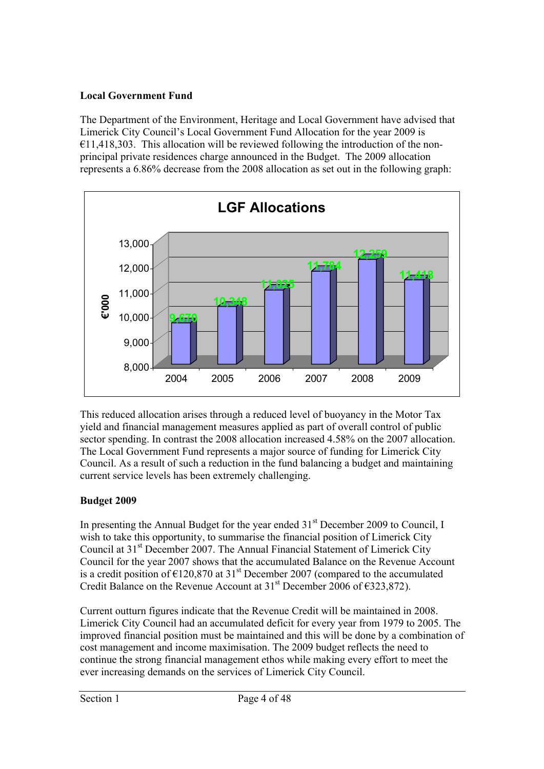## Local Government Fund

The Department of the Environment, Heritage and Local Government have advised that Limerick City Council's Local Government Fund Allocation for the year 2009 is €11,418,303. This allocation will be reviewed following the introduction of the non-principal private residences charge announced in the Budget. The 2009 allocation represents a 6.86% decrease from the 2008 allocation as set out in the following graph:

**LGF Allocations**

| Year | €'000 |
|---|---|
| 2004 | 9,670 |
| 2005 | 10,348 |
| 2006 | 11,025 |
| 2007 | 11,784 |
| 2008 | 12,259 |
| 2009 | 11,418 |

This reduced allocation arises through a reduced level of buoyancy in the Motor Tax yield and financial management measures applied as part of overall control of public sector spending. In contrast the 2008 allocation increased 4.58% on the 2007 allocation. The Local Government Fund represents a major source of funding for Limerick City Council. As a result of such a reduction in the fund balancing a budget and maintaining current service levels has been extremely challenging.

## Budget 2009

In presenting the Annual Budget for the year ended 31st December 2009 to Council, I wish to take this opportunity, to summarise the financial position of Limerick City Council at 31st December 2007. The Annual Financial Statement of Limerick City Council for the year 2007 shows that the accumulated Balance on the Revenue Account is a credit position of €120,870 at 31st December 2007 (compared to the accumulated Credit Balance on the Revenue Account at 31st December 2006 of €323,872).

Current outturn figures indicate that the Revenue Credit will be maintained in 2008. Limerick City Council had an accumulated deficit for every year from 1979 to 2005. The improved financial position must be maintained and this will be done by a combination of cost management and income maximisation. The 2009 budget reflects the need to continue the strong financial management ethos while making every effort to meet the ever increasing demands on the services of Limerick City Council.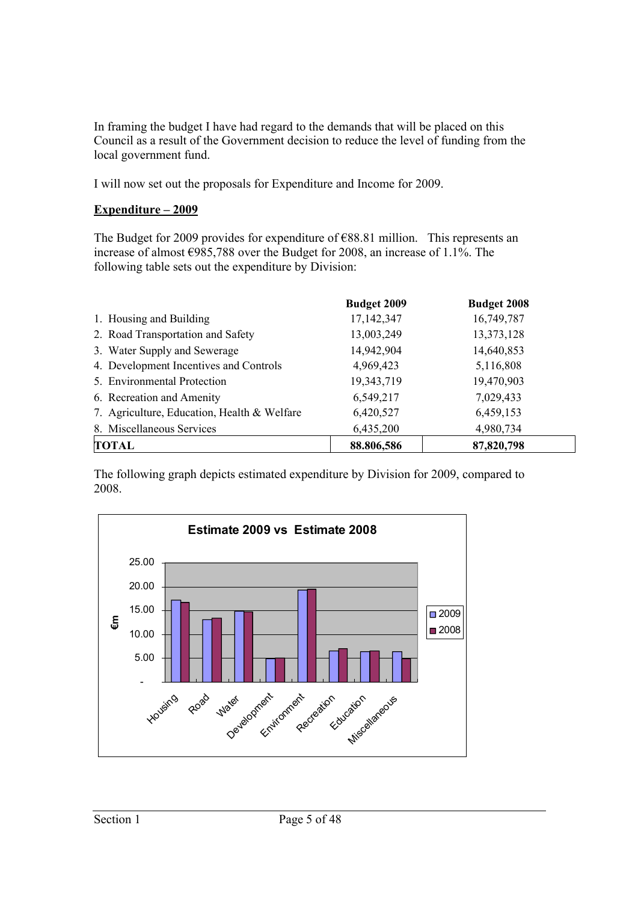In framing the budget I have had regard to the demands that will be placed on this Council as a result of the Government decision to reduce the level of funding from the local government fund.

I will now set out the proposals for Expenditure and Income for 2009.

**Expenditure – 2009**

The Budget for 2009 provides for expenditure of €88.81 million. This represents an increase of almost €985,788 over the Budget for 2008, an increase of 1.1%. The following table sets out the expenditure by Division:

| | **Budget 2009** | **Budget 2008** |
|---|---|---|
| 1. Housing and Building | 17,142,347 | 16,749,787 |
| 2. Road Transportation and Safety | 13,003,249 | 13,373,128 |
| 3. Water Supply and Sewerage | 14,942,904 | 14,640,853 |
| 4. Development Incentives and Controls | 4,969,423 | 5,116,808 |
| 5. Environmental Protection | 19,343,719 | 19,470,903 |
| 6. Recreation and Amenity | 6,549,217 | 7,029,433 |
| 7. Agriculture, Education, Health & Welfare | 6,420,527 | 6,459,153 |
| 8. Miscellaneous Services | 6,435,200 | 4,980,734 |
| **TOTAL** | **88.806,586** | **87,820,798** |

The following graph depicts estimated expenditure by Division for 2009, compared to 2008.

**Estimate 2009 vs Estimate 2008**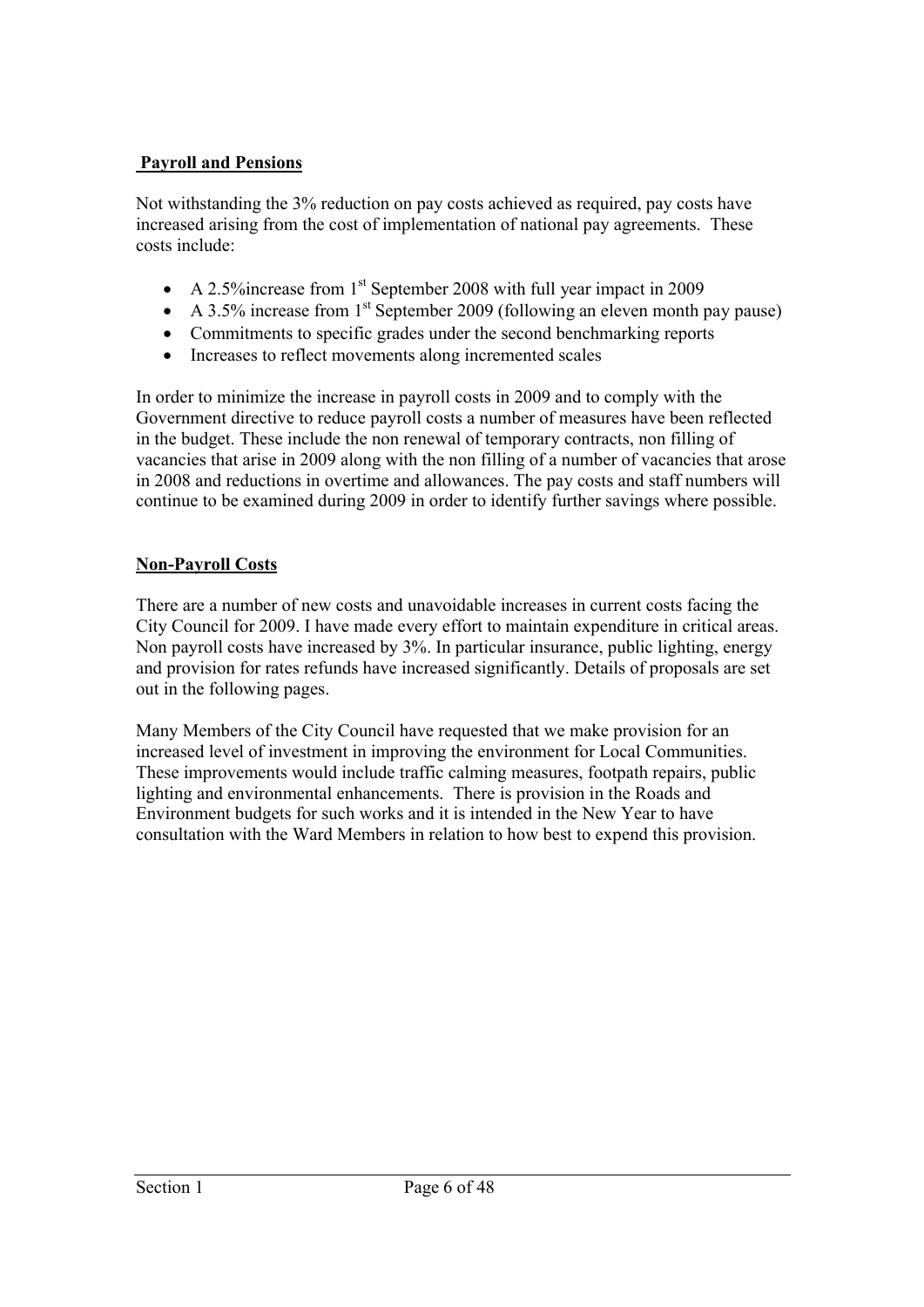**Payroll and Pensions**

Not withstanding the 3% reduction on pay costs achieved as required, pay costs have increased arising from the cost of implementation of national pay agreements. These costs include:

- A 2.5%increase from 1st September 2008 with full year impact in 2009
- A 3.5% increase from 1st September 2009 (following an eleven month pay pause)
- Commitments to specific grades under the second benchmarking reports
- Increases to reflect movements along incremented scales

In order to minimize the increase in payroll costs in 2009 and to comply with the Government directive to reduce payroll costs a number of measures have been reflected in the budget. These include the non renewal of temporary contracts, non filling of vacancies that arise in 2009 along with the non filling of a number of vacancies that arose in 2008 and reductions in overtime and allowances. The pay costs and staff numbers will continue to be examined during 2009 in order to identify further savings where possible.

**Non-Payroll Costs**

There are a number of new costs and unavoidable increases in current costs facing the City Council for 2009. I have made every effort to maintain expenditure in critical areas. Non payroll costs have increased by 3%. In particular insurance, public lighting, energy and provision for rates refunds have increased significantly. Details of proposals are set out in the following pages.

Many Members of the City Council have requested that we make provision for an increased level of investment in improving the environment for Local Communities. These improvements would include traffic calming measures, footpath repairs, public lighting and environmental enhancements. There is provision in the Roads and Environment budgets for such works and it is intended in the New Year to have consultation with the Ward Members in relation to how best to expend this provision.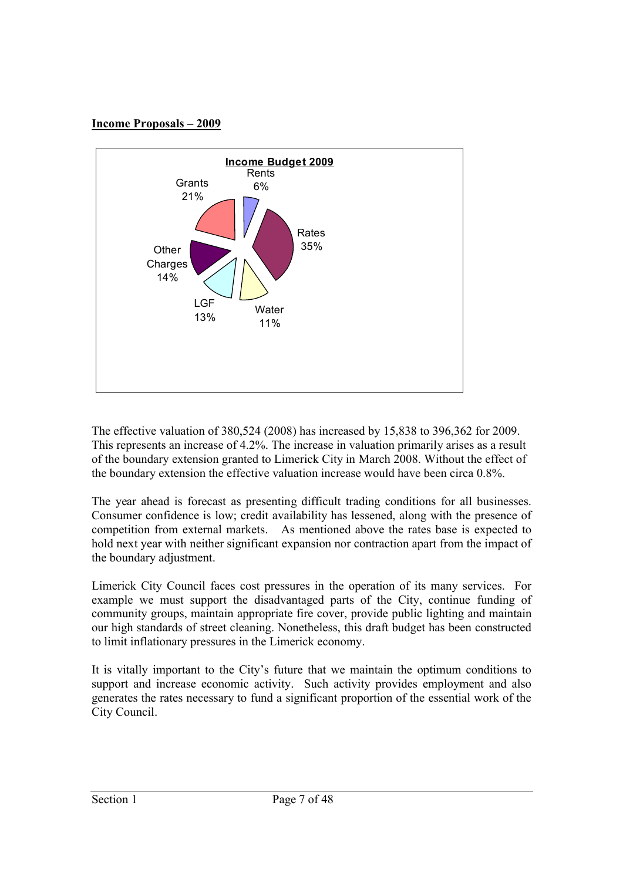**Income Proposals – 2009**

**Income Budget 2009**

Rents 6%
Rates 35%
Water 11%
LGF 13%
Other Charges 14%
Grants 21%

The effective valuation of 380,524 (2008) has increased by 15,838 to 396,362 for 2009. This represents an increase of 4.2%. The increase in valuation primarily arises as a result of the boundary extension granted to Limerick City in March 2008. Without the effect of the boundary extension the effective valuation increase would have been circa 0.8%.

The year ahead is forecast as presenting difficult trading conditions for all businesses. Consumer confidence is low; credit availability has lessened, along with the presence of competition from external markets. As mentioned above the rates base is expected to hold next year with neither significant expansion nor contraction apart from the impact of the boundary adjustment.

Limerick City Council faces cost pressures in the operation of its many services. For example we must support the disadvantaged parts of the City, continue funding of community groups, maintain appropriate fire cover, provide public lighting and maintain our high standards of street cleaning. Nonetheless, this draft budget has been constructed to limit inflationary pressures in the Limerick economy.

It is vitally important to the City's future that we maintain the optimum conditions to support and increase economic activity. Such activity provides employment and also generates the rates necessary to fund a significant proportion of the essential work of the City Council.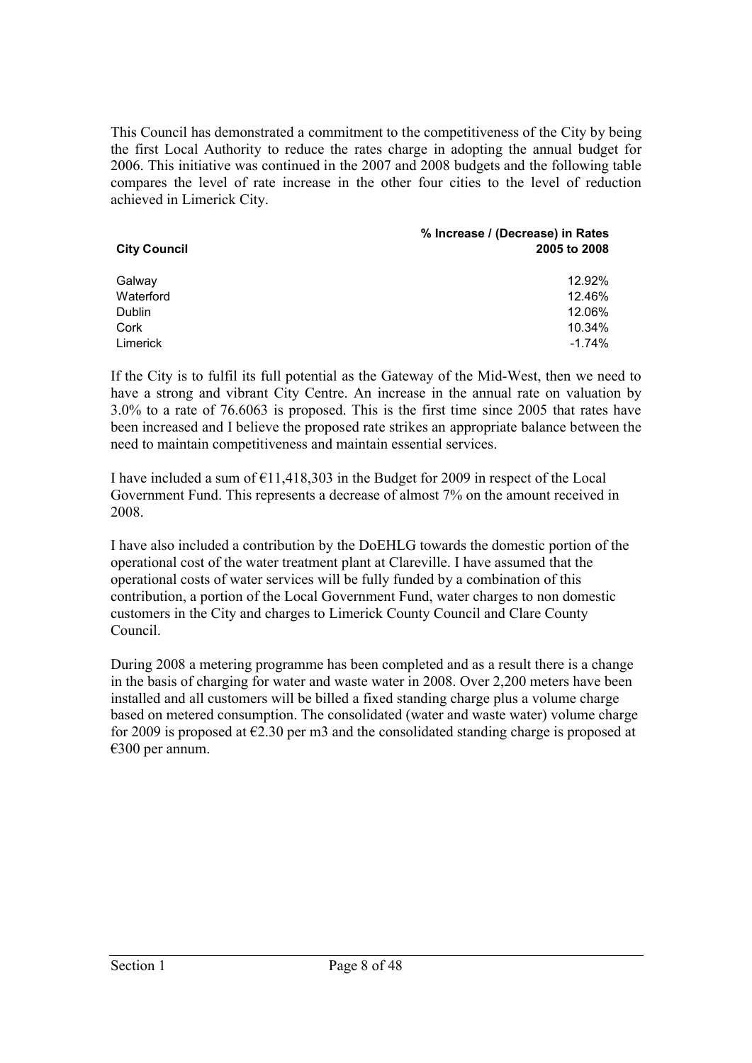This Council has demonstrated a commitment to the competitiveness of the City by being the first Local Authority to reduce the rates charge in adopting the annual budget for 2006. This initiative was continued in the 2007 and 2008 budgets and the following table compares the level of rate increase in the other four cities to the level of reduction achieved in Limerick City.

| City Council | % Increase / (Decrease) in Rates 2005 to 2008 |
|---|---|
| Galway | 12.92% |
| Waterford | 12.46% |
| Dublin | 12.06% |
| Cork | 10.34% |
| Limerick | -1.74% |

If the City is to fulfil its full potential as the Gateway of the Mid-West, then we need to have a strong and vibrant City Centre. An increase in the annual rate on valuation by 3.0% to a rate of 76.6063 is proposed. This is the first time since 2005 that rates have been increased and I believe the proposed rate strikes an appropriate balance between the need to maintain competitiveness and maintain essential services.

I have included a sum of €11,418,303 in the Budget for 2009 in respect of the Local Government Fund. This represents a decrease of almost 7% on the amount received in 2008.

I have also included a contribution by the DoEHLG towards the domestic portion of the operational cost of the water treatment plant at Clareville. I have assumed that the operational costs of water services will be fully funded by a combination of this contribution, a portion of the Local Government Fund, water charges to non domestic customers in the City and charges to Limerick County Council and Clare County Council.

During 2008 a metering programme has been completed and as a result there is a change in the basis of charging for water and waste water in 2008. Over 2,200 meters have been installed and all customers will be billed a fixed standing charge plus a volume charge based on metered consumption. The consolidated (water and waste water) volume charge for 2009 is proposed at €2.30 per m3 and the consolidated standing charge is proposed at €300 per annum.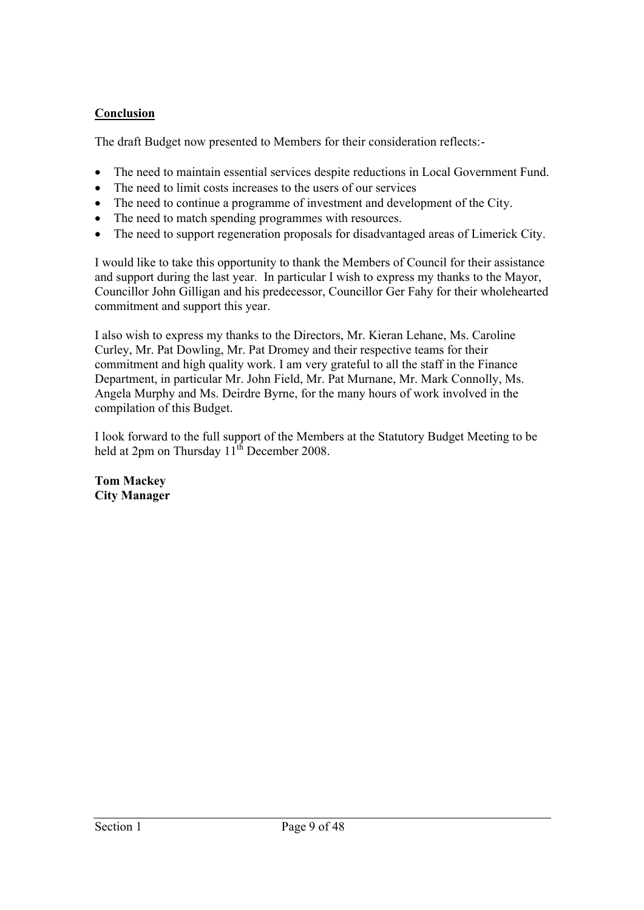## Conclusion

The draft Budget now presented to Members for their consideration reflects:-

- The need to maintain essential services despite reductions in Local Government Fund.
- The need to limit costs increases to the users of our services
- The need to continue a programme of investment and development of the City.
- The need to match spending programmes with resources.
- The need to support regeneration proposals for disadvantaged areas of Limerick City.

I would like to take this opportunity to thank the Members of Council for their assistance and support during the last year. In particular I wish to express my thanks to the Mayor, Councillor John Gilligan and his predecessor, Councillor Ger Fahy for their wholehearted commitment and support this year.

I also wish to express my thanks to the Directors, Mr. Kieran Lehane, Ms. Caroline Curley, Mr. Pat Dowling, Mr. Pat Dromey and their respective teams for their commitment and high quality work. I am very grateful to all the staff in the Finance Department, in particular Mr. John Field, Mr. Pat Murnane, Mr. Mark Connolly, Ms. Angela Murphy and Ms. Deirdre Byrne, for the many hours of work involved in the compilation of this Budget.

I look forward to the full support of the Members at the Statutory Budget Meeting to be held at 2pm on Thursday 11th December 2008.

**Tom Mackey**
**City Manager**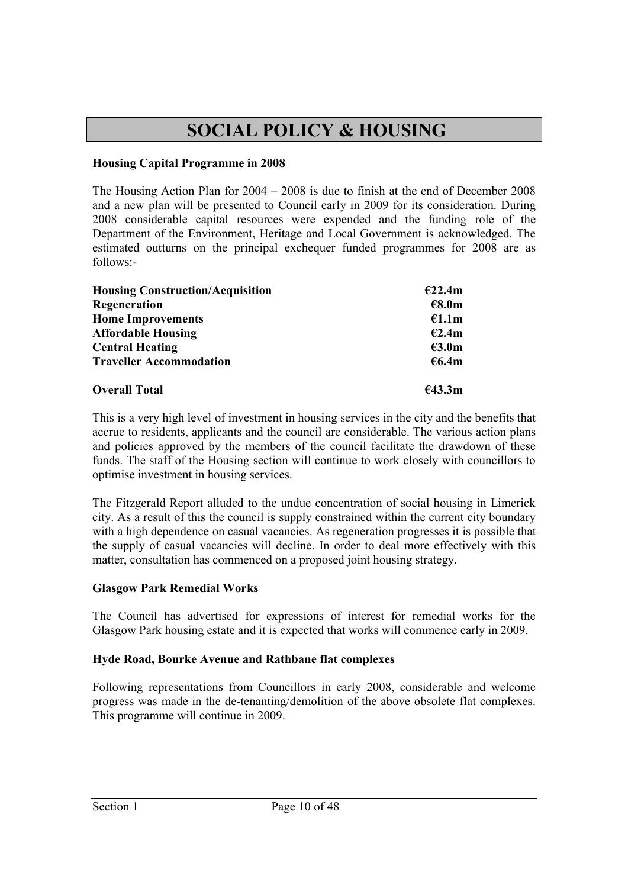# SOCIAL POLICY & HOUSING

**Housing Capital Programme in 2008**

The Housing Action Plan for 2004 – 2008 is due to finish at the end of December 2008 and a new plan will be presented to Council early in 2009 for its consideration. During 2008 considerable capital resources were expended and the funding role of the Department of the Environment, Heritage and Local Government is acknowledged. The estimated outturns on the principal exchequer funded programmes for 2008 are as follows:-

| | |
|---|---|
| **Housing Construction/Acquisition** | **€22.4m** |
| **Regeneration** | **€8.0m** |
| **Home Improvements** | **€1.1m** |
| **Affordable Housing** | **€2.4m** |
| **Central Heating** | **€3.0m** |
| **Traveller Accommodation** | **€6.4m** |
| **Overall Total** | **€43.3m** |

This is a very high level of investment in housing services in the city and the benefits that accrue to residents, applicants and the council are considerable. The various action plans and policies approved by the members of the council facilitate the drawdown of these funds. The staff of the Housing section will continue to work closely with councillors to optimise investment in housing services.

The Fitzgerald Report alluded to the undue concentration of social housing in Limerick city. As a result of this the council is supply constrained within the current city boundary with a high dependence on casual vacancies. As regeneration progresses it is possible that the supply of casual vacancies will decline. In order to deal more effectively with this matter, consultation has commenced on a proposed joint housing strategy.

**Glasgow Park Remedial Works**

The Council has advertised for expressions of interest for remedial works for the Glasgow Park housing estate and it is expected that works will commence early in 2009.

**Hyde Road, Bourke Avenue and Rathbane flat complexes**

Following representations from Councillors in early 2008, considerable and welcome progress was made in the de-tenanting/demolition of the above obsolete flat complexes. This programme will continue in 2009.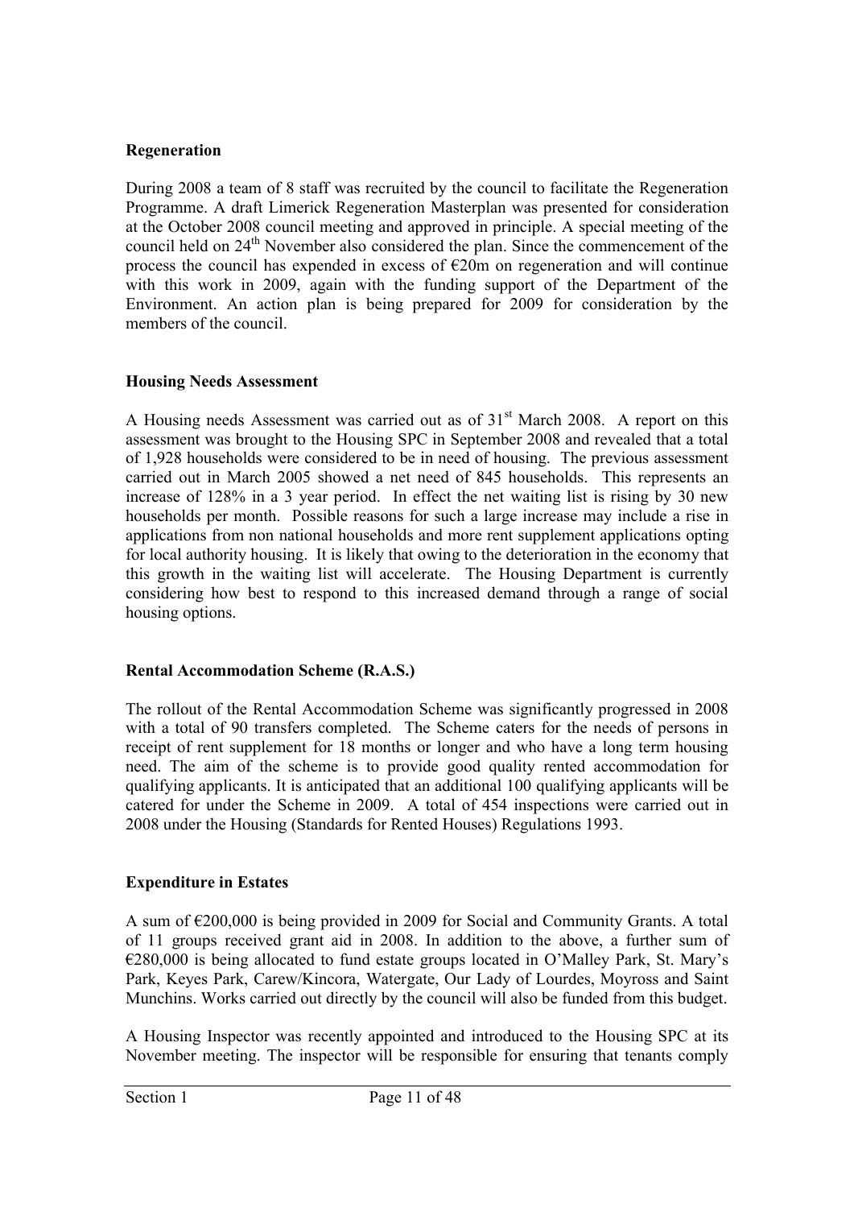**Regeneration**

During 2008 a team of 8 staff was recruited by the council to facilitate the Regeneration Programme. A draft Limerick Regeneration Masterplan was presented for consideration at the October 2008 council meeting and approved in principle. A special meeting of the council held on 24th November also considered the plan. Since the commencement of the process the council has expended in excess of €20m on regeneration and will continue with this work in 2009, again with the funding support of the Department of the Environment. An action plan is being prepared for 2009 for consideration by the members of the council.

**Housing Needs Assessment**

A Housing needs Assessment was carried out as of 31st March 2008. A report on this assessment was brought to the Housing SPC in September 2008 and revealed that a total of 1,928 households were considered to be in need of housing. The previous assessment carried out in March 2005 showed a net need of 845 households. This represents an increase of 128% in a 3 year period. In effect the net waiting list is rising by 30 new households per month. Possible reasons for such a large increase may include a rise in applications from non national households and more rent supplement applications opting for local authority housing. It is likely that owing to the deterioration in the economy that this growth in the waiting list will accelerate. The Housing Department is currently considering how best to respond to this increased demand through a range of social housing options.

**Rental Accommodation Scheme (R.A.S.)**

The rollout of the Rental Accommodation Scheme was significantly progressed in 2008 with a total of 90 transfers completed. The Scheme caters for the needs of persons in receipt of rent supplement for 18 months or longer and who have a long term housing need. The aim of the scheme is to provide good quality rented accommodation for qualifying applicants. It is anticipated that an additional 100 qualifying applicants will be catered for under the Scheme in 2009. A total of 454 inspections were carried out in 2008 under the Housing (Standards for Rented Houses) Regulations 1993.

**Expenditure in Estates**

A sum of €200,000 is being provided in 2009 for Social and Community Grants. A total of 11 groups received grant aid in 2008. In addition to the above, a further sum of €280,000 is being allocated to fund estate groups located in O'Malley Park, St. Mary's Park, Keyes Park, Carew/Kincora, Watergate, Our Lady of Lourdes, Moyross and Saint Munchins. Works carried out directly by the council will also be funded from this budget.

A Housing Inspector was recently appointed and introduced to the Housing SPC at its November meeting. The inspector will be responsible for ensuring that tenants comply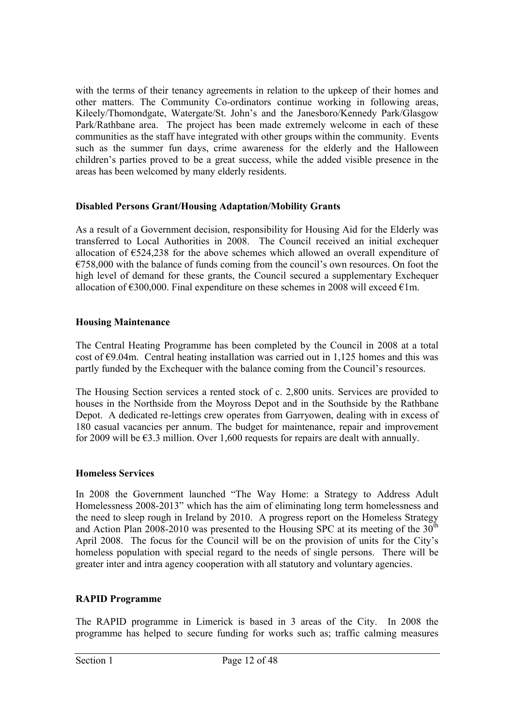with the terms of their tenancy agreements in relation to the upkeep of their homes and other matters. The Community Co-ordinators continue working in following areas, Kileely/Thomondgate, Watergate/St. John's and the Janesboro/Kennedy Park/Glasgow Park/Rathbane area. The project has been made extremely welcome in each of these communities as the staff have integrated with other groups within the community. Events such as the summer fun days, crime awareness for the elderly and the Halloween children's parties proved to be a great success, while the added visible presence in the areas has been welcomed by many elderly residents.

**Disabled Persons Grant/Housing Adaptation/Mobility Grants**

As a result of a Government decision, responsibility for Housing Aid for the Elderly was transferred to Local Authorities in 2008. The Council received an initial exchequer allocation of €524,238 for the above schemes which allowed an overall expenditure of €758,000 with the balance of funds coming from the council's own resources. On foot the high level of demand for these grants, the Council secured a supplementary Exchequer allocation of €300,000. Final expenditure on these schemes in 2008 will exceed €1m.

**Housing Maintenance**

The Central Heating Programme has been completed by the Council in 2008 at a total cost of €9.04m. Central heating installation was carried out in 1,125 homes and this was partly funded by the Exchequer with the balance coming from the Council's resources.

The Housing Section services a rented stock of c. 2,800 units. Services are provided to houses in the Northside from the Moyross Depot and in the Southside by the Rathbane Depot. A dedicated re-lettings crew operates from Garryowen, dealing with in excess of 180 casual vacancies per annum. The budget for maintenance, repair and improvement for 2009 will be €3.3 million. Over 1,600 requests for repairs are dealt with annually.

**Homeless Services**

In 2008 the Government launched "The Way Home: a Strategy to Address Adult Homelessness 2008-2013" which has the aim of eliminating long term homelessness and the need to sleep rough in Ireland by 2010. A progress report on the Homeless Strategy and Action Plan 2008-2010 was presented to the Housing SPC at its meeting of the 30th April 2008. The focus for the Council will be on the provision of units for the City's homeless population with special regard to the needs of single persons. There will be greater inter and intra agency cooperation with all statutory and voluntary agencies.

**RAPID Programme**

The RAPID programme in Limerick is based in 3 areas of the City. In 2008 the programme has helped to secure funding for works such as; traffic calming measures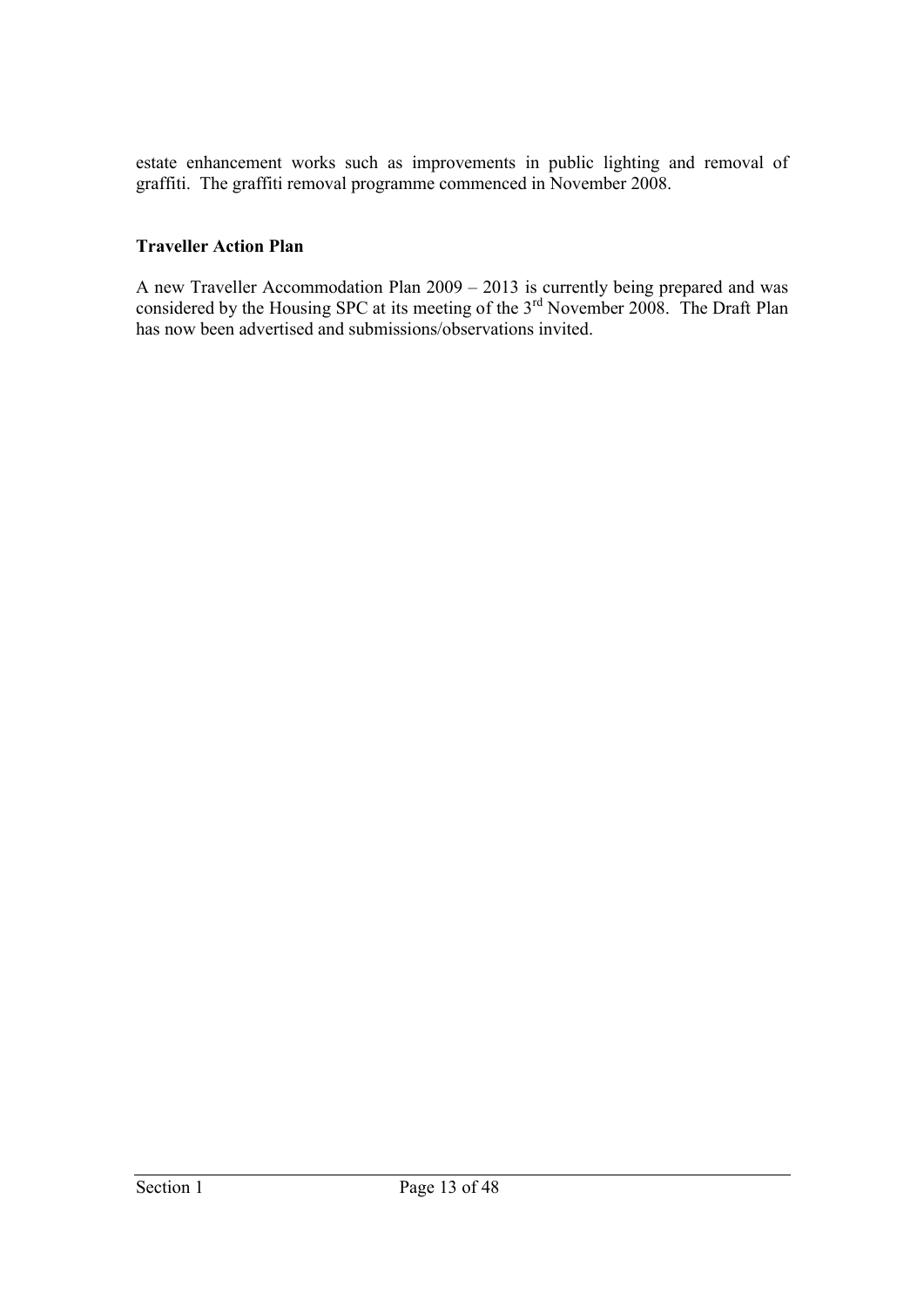estate enhancement works such as improvements in public lighting and removal of graffiti. The graffiti removal programme commenced in November 2008.

**Traveller Action Plan**

A new Traveller Accommodation Plan 2009 – 2013 is currently being prepared and was considered by the Housing SPC at its meeting of the 3rd November 2008. The Draft Plan has now been advertised and submissions/observations invited.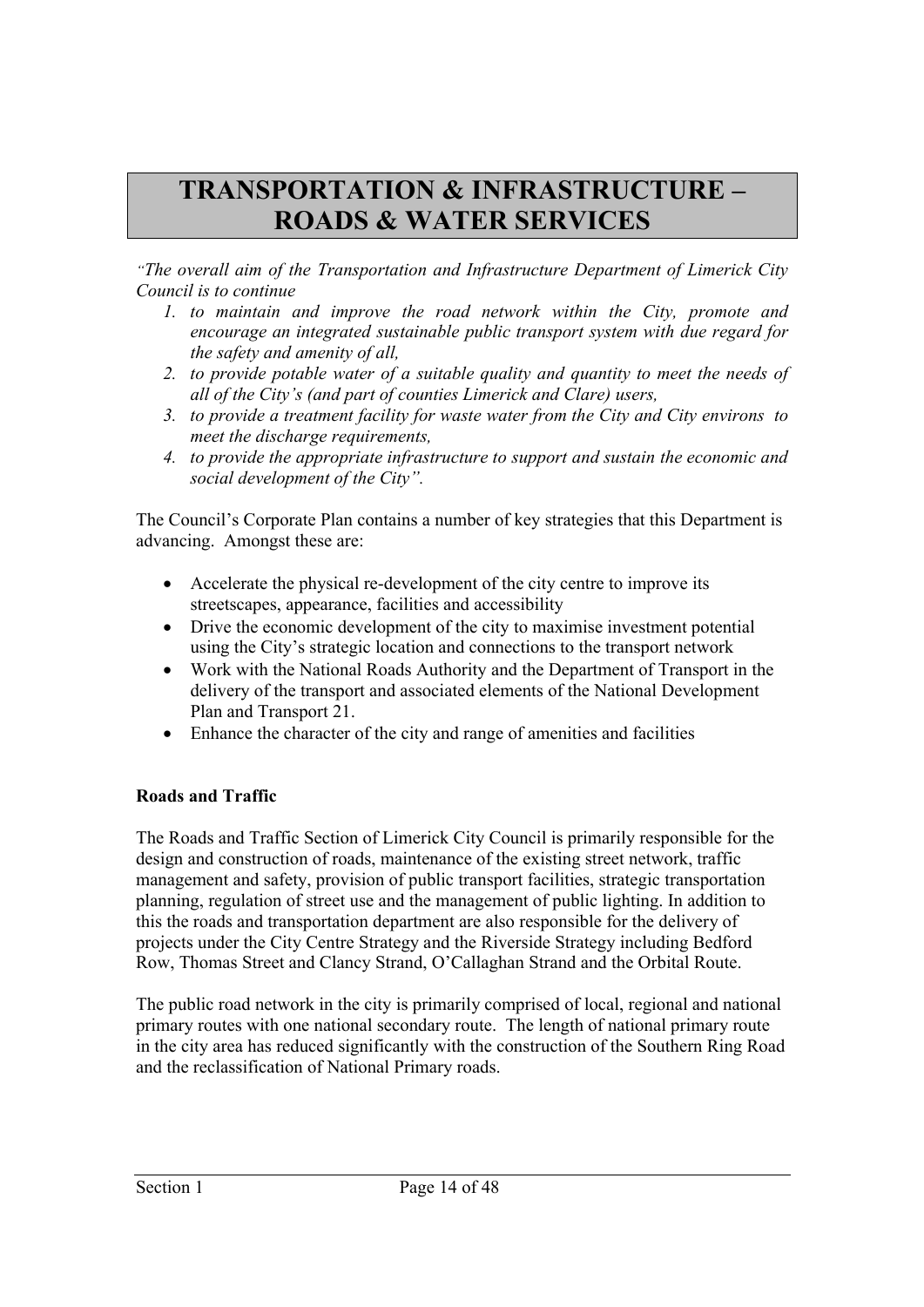# TRANSPORTATION & INFRASTRUCTURE – ROADS & WATER SERVICES

*"The overall aim of the Transportation and Infrastructure Department of Limerick City Council is to continue*

1. *to maintain and improve the road network within the City, promote and encourage an integrated sustainable public transport system with due regard for the safety and amenity of all,*
2. *to provide potable water of a suitable quality and quantity to meet the needs of all of the City's (and part of counties Limerick and Clare) users,*
3. *to provide a treatment facility for waste water from the City and City environs to meet the discharge requirements,*
4. *to provide the appropriate infrastructure to support and sustain the economic and social development of the City".*

The Council's Corporate Plan contains a number of key strategies that this Department is advancing. Amongst these are:

- Accelerate the physical re-development of the city centre to improve its streetscapes, appearance, facilities and accessibility
- Drive the economic development of the city to maximise investment potential using the City's strategic location and connections to the transport network
- Work with the National Roads Authority and the Department of Transport in the delivery of the transport and associated elements of the National Development Plan and Transport 21.
- Enhance the character of the city and range of amenities and facilities

**Roads and Traffic**

The Roads and Traffic Section of Limerick City Council is primarily responsible for the design and construction of roads, maintenance of the existing street network, traffic management and safety, provision of public transport facilities, strategic transportation planning, regulation of street use and the management of public lighting. In addition to this the roads and transportation department are also responsible for the delivery of projects under the City Centre Strategy and the Riverside Strategy including Bedford Row, Thomas Street and Clancy Strand, O'Callaghan Strand and the Orbital Route.

The public road network in the city is primarily comprised of local, regional and national primary routes with one national secondary route. The length of national primary route in the city area has reduced significantly with the construction of the Southern Ring Road and the reclassification of National Primary roads.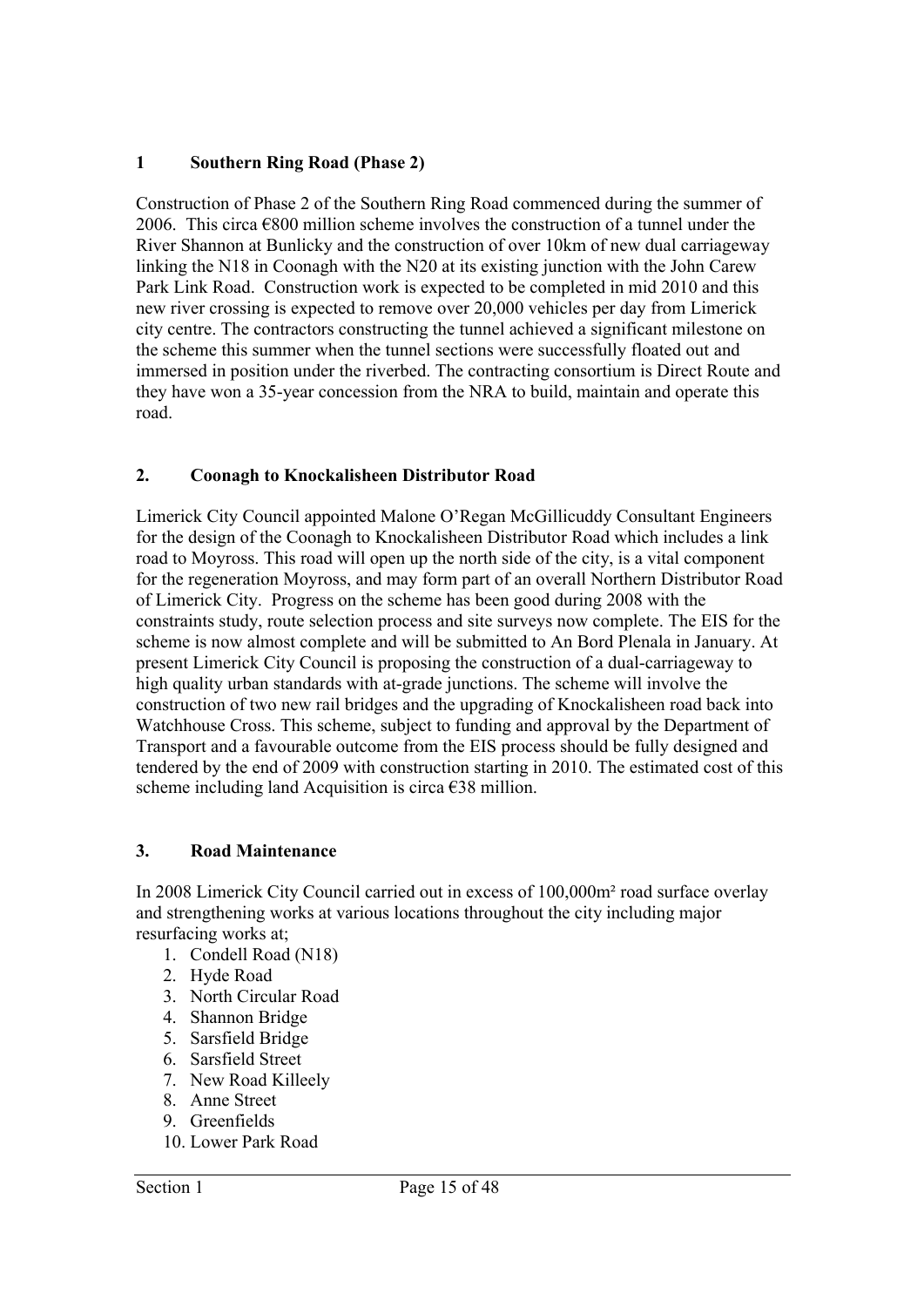## 1 Southern Ring Road (Phase 2)

Construction of Phase 2 of the Southern Ring Road commenced during the summer of 2006. This circa €800 million scheme involves the construction of a tunnel under the River Shannon at Bunlicky and the construction of over 10km of new dual carriageway linking the N18 in Coonagh with the N20 at its existing junction with the John Carew Park Link Road. Construction work is expected to be completed in mid 2010 and this new river crossing is expected to remove over 20,000 vehicles per day from Limerick city centre. The contractors constructing the tunnel achieved a significant milestone on the scheme this summer when the tunnel sections were successfully floated out and immersed in position under the riverbed. The contracting consortium is Direct Route and they have won a 35-year concession from the NRA to build, maintain and operate this road.

## 2. Coonagh to Knockalisheen Distributor Road

Limerick City Council appointed Malone O'Regan McGillicuddy Consultant Engineers for the design of the Coonagh to Knockalisheen Distributor Road which includes a link road to Moyross. This road will open up the north side of the city, is a vital component for the regeneration Moyross, and may form part of an overall Northern Distributor Road of Limerick City. Progress on the scheme has been good during 2008 with the constraints study, route selection process and site surveys now complete. The EIS for the scheme is now almost complete and will be submitted to An Bord Plenala in January. At present Limerick City Council is proposing the construction of a dual-carriageway to high quality urban standards with at-grade junctions. The scheme will involve the construction of two new rail bridges and the upgrading of Knockalisheen road back into Watchhouse Cross. This scheme, subject to funding and approval by the Department of Transport and a favourable outcome from the EIS process should be fully designed and tendered by the end of 2009 with construction starting in 2010. The estimated cost of this scheme including land Acquisition is circa €38 million.

## 3. Road Maintenance

In 2008 Limerick City Council carried out in excess of 100,000m² road surface overlay and strengthening works at various locations throughout the city including major resurfacing works at;

1. Condell Road (N18)
2. Hyde Road
3. North Circular Road
4. Shannon Bridge
5. Sarsfield Bridge
6. Sarsfield Street
7. New Road Killeely
8. Anne Street
9. Greenfields
10. Lower Park Road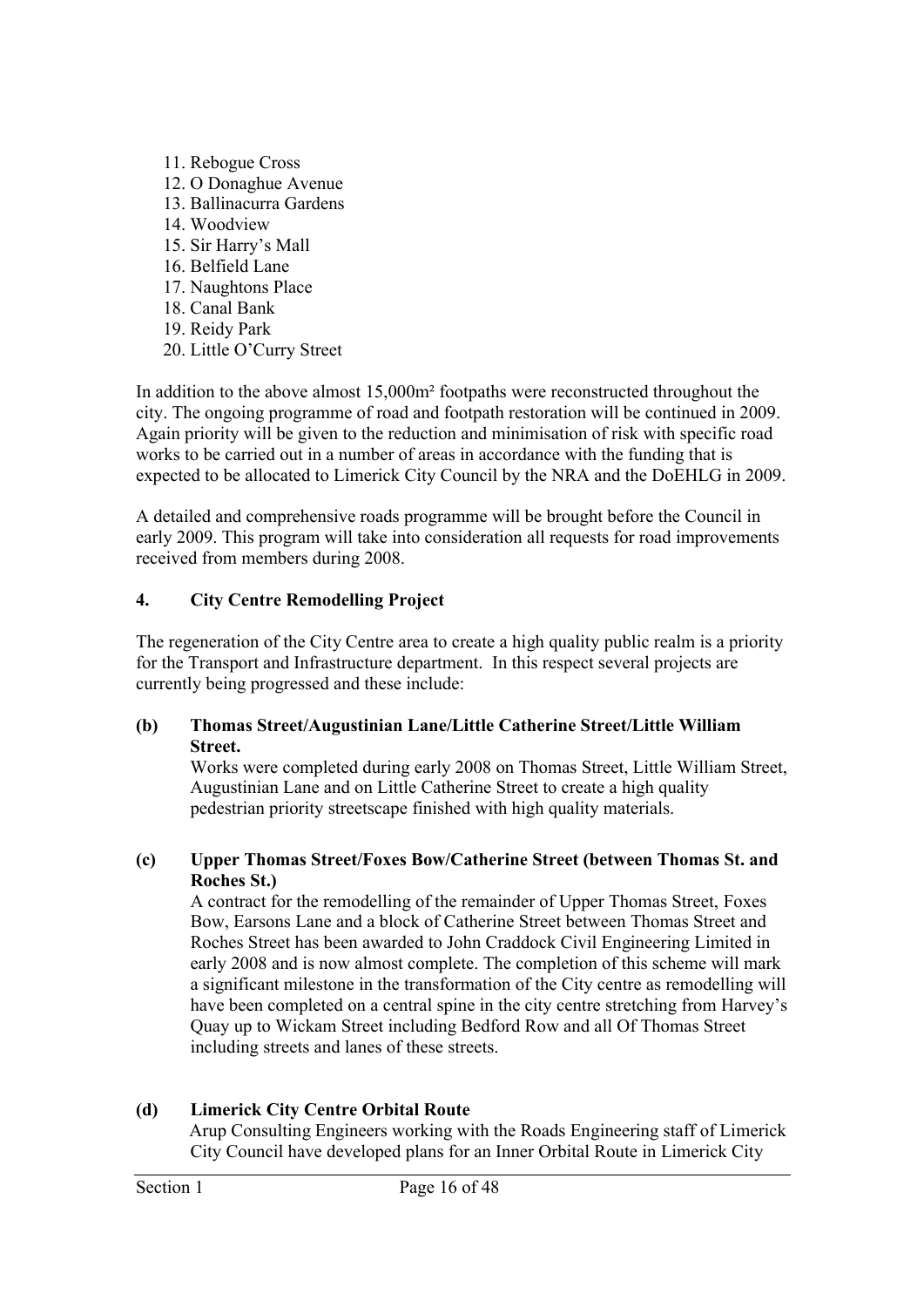11. Rebogue Cross
12. O Donaghue Avenue
13. Ballinacurra Gardens
14. Woodview
15. Sir Harry's Mall
16. Belfield Lane
17. Naughtons Place
18. Canal Bank
19. Reidy Park
20. Little O'Curry Street

In addition to the above almost 15,000m² footpaths were reconstructed throughout the city. The ongoing programme of road and footpath restoration will be continued in 2009. Again priority will be given to the reduction and minimisation of risk with specific road works to be carried out in a number of areas in accordance with the funding that is expected to be allocated to Limerick City Council by the NRA and the DoEHLG in 2009.

A detailed and comprehensive roads programme will be brought before the Council in early 2009. This program will take into consideration all requests for road improvements received from members during 2008.

## 4. City Centre Remodelling Project

The regeneration of the City Centre area to create a high quality public realm is a priority for the Transport and Infrastructure department. In this respect several projects are currently being progressed and these include:

**(b) Thomas Street/Augustinian Lane/Little Catherine Street/Little William Street.**

Works were completed during early 2008 on Thomas Street, Little William Street, Augustinian Lane and on Little Catherine Street to create a high quality pedestrian priority streetscape finished with high quality materials.

**(c) Upper Thomas Street/Foxes Bow/Catherine Street (between Thomas St. and Roches St.)**

A contract for the remodelling of the remainder of Upper Thomas Street, Foxes Bow, Earsons Lane and a block of Catherine Street between Thomas Street and Roches Street has been awarded to John Craddock Civil Engineering Limited in early 2008 and is now almost complete. The completion of this scheme will mark a significant milestone in the transformation of the City centre as remodelling will have been completed on a central spine in the city centre stretching from Harvey's Quay up to Wickam Street including Bedford Row and all Of Thomas Street including streets and lanes of these streets.

**(d) Limerick City Centre Orbital Route**

Arup Consulting Engineers working with the Roads Engineering staff of Limerick City Council have developed plans for an Inner Orbital Route in Limerick City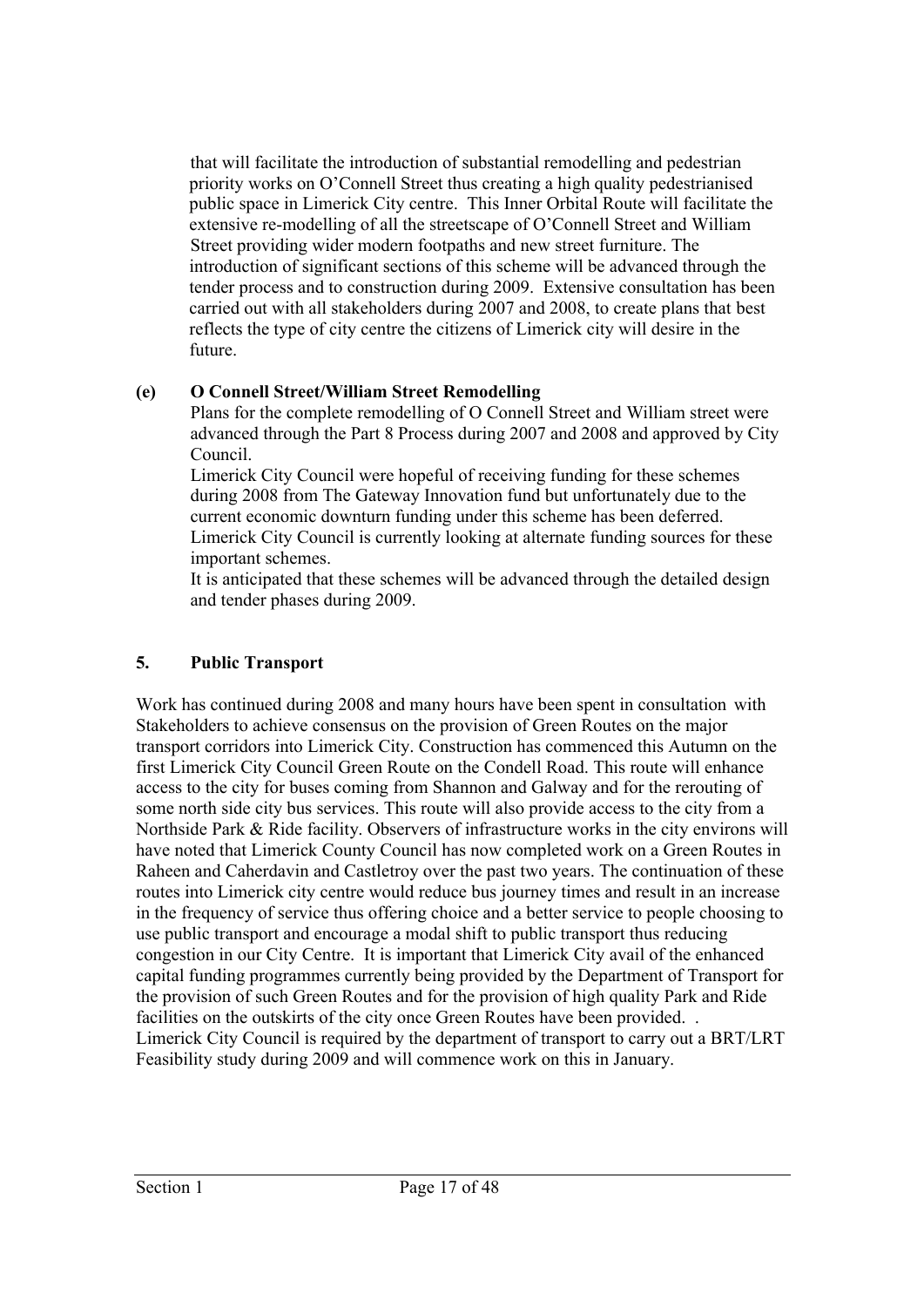that will facilitate the introduction of substantial remodelling and pedestrian priority works on O'Connell Street thus creating a high quality pedestrianised public space in Limerick City centre. This Inner Orbital Route will facilitate the extensive re-modelling of all the streetscape of O'Connell Street and William Street providing wider modern footpaths and new street furniture. The introduction of significant sections of this scheme will be advanced through the tender process and to construction during 2009. Extensive consultation has been carried out with all stakeholders during 2007 and 2008, to create plans that best reflects the type of city centre the citizens of Limerick city will desire in the future.

**(e) O Connell Street/William Street Remodelling**

Plans for the complete remodelling of O Connell Street and William street were advanced through the Part 8 Process during 2007 and 2008 and approved by City Council.

Limerick City Council were hopeful of receiving funding for these schemes during 2008 from The Gateway Innovation fund but unfortunately due to the current economic downturn funding under this scheme has been deferred. Limerick City Council is currently looking at alternate funding sources for these important schemes.

It is anticipated that these schemes will be advanced through the detailed design and tender phases during 2009.

## 5. Public Transport

Work has continued during 2008 and many hours have been spent in consultation with Stakeholders to achieve consensus on the provision of Green Routes on the major transport corridors into Limerick City. Construction has commenced this Autumn on the first Limerick City Council Green Route on the Condell Road. This route will enhance access to the city for buses coming from Shannon and Galway and for the rerouting of some north side city bus services. This route will also provide access to the city from a Northside Park & Ride facility. Observers of infrastructure works in the city environs will have noted that Limerick County Council has now completed work on a Green Routes in Raheen and Caherdavin and Castletroy over the past two years. The continuation of these routes into Limerick city centre would reduce bus journey times and result in an increase in the frequency of service thus offering choice and a better service to people choosing to use public transport and encourage a modal shift to public transport thus reducing congestion in our City Centre. It is important that Limerick City avail of the enhanced capital funding programmes currently being provided by the Department of Transport for the provision of such Green Routes and for the provision of high quality Park and Ride facilities on the outskirts of the city once Green Routes have been provided. .
Limerick City Council is required by the department of transport to carry out a BRT/LRT Feasibility study during 2009 and will commence work on this in January.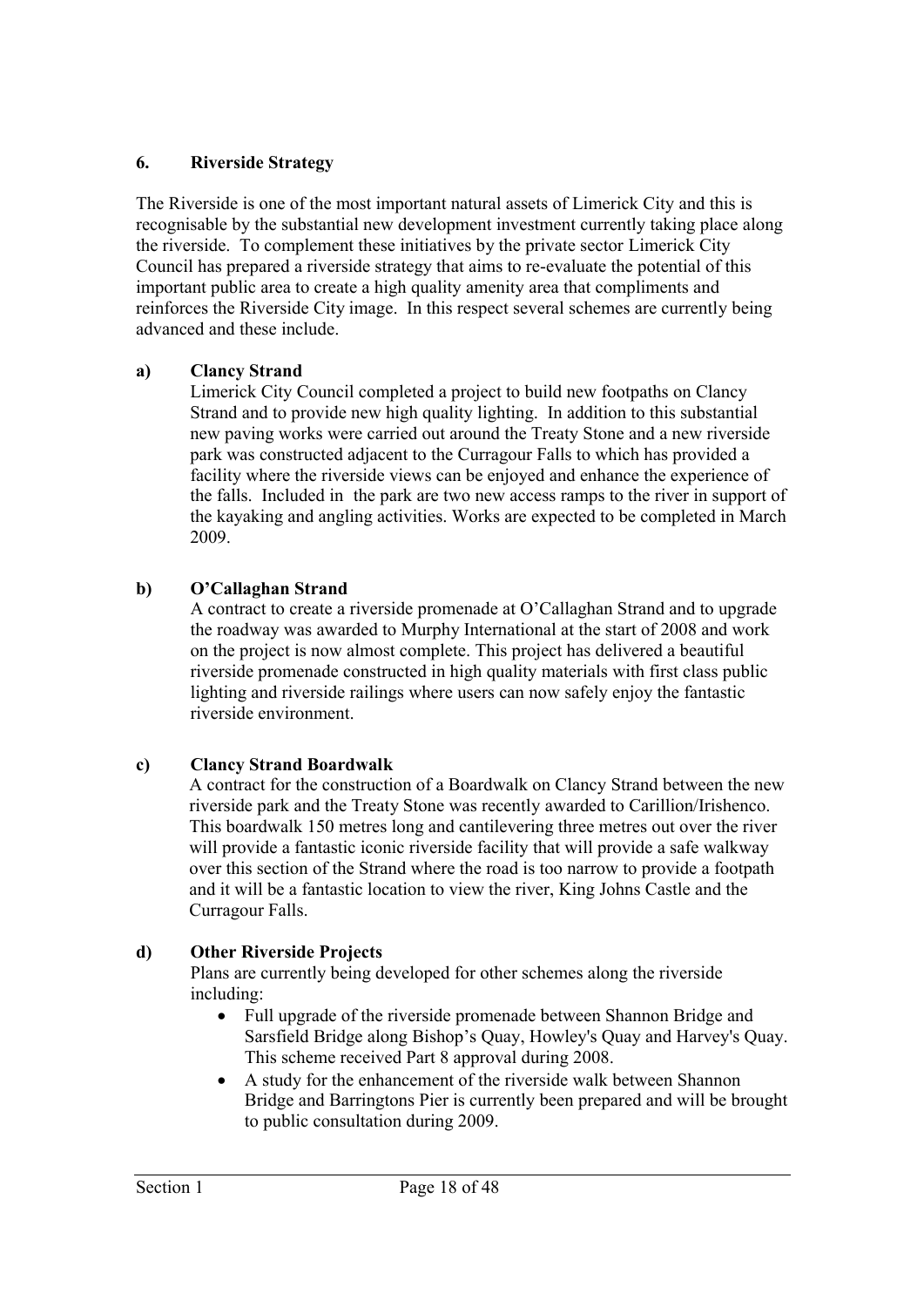## 6. Riverside Strategy

The Riverside is one of the most important natural assets of Limerick City and this is recognisable by the substantial new development investment currently taking place along the riverside. To complement these initiatives by the private sector Limerick City Council has prepared a riverside strategy that aims to re-evaluate the potential of this important public area to create a high quality amenity area that compliments and reinforces the Riverside City image. In this respect several schemes are currently being advanced and these include.

### a) Clancy Strand

Limerick City Council completed a project to build new footpaths on Clancy Strand and to provide new high quality lighting. In addition to this substantial new paving works were carried out around the Treaty Stone and a new riverside park was constructed adjacent to the Curragour Falls to which has provided a facility where the riverside views can be enjoyed and enhance the experience of the falls. Included in the park are two new access ramps to the river in support of the kayaking and angling activities. Works are expected to be completed in March 2009.

### b) O'Callaghan Strand

A contract to create a riverside promenade at O'Callaghan Strand and to upgrade the roadway was awarded to Murphy International at the start of 2008 and work on the project is now almost complete. This project has delivered a beautiful riverside promenade constructed in high quality materials with first class public lighting and riverside railings where users can now safely enjoy the fantastic riverside environment.

### c) Clancy Strand Boardwalk

A contract for the construction of a Boardwalk on Clancy Strand between the new riverside park and the Treaty Stone was recently awarded to Carillion/Irishenco. This boardwalk 150 metres long and cantilevering three metres out over the river will provide a fantastic iconic riverside facility that will provide a safe walkway over this section of the Strand where the road is too narrow to provide a footpath and it will be a fantastic location to view the river, King Johns Castle and the Curragour Falls.

### d) Other Riverside Projects

Plans are currently being developed for other schemes along the riverside including:

- Full upgrade of the riverside promenade between Shannon Bridge and Sarsfield Bridge along Bishop's Quay, Howley's Quay and Harvey's Quay. This scheme received Part 8 approval during 2008.
- A study for the enhancement of the riverside walk between Shannon Bridge and Barringtons Pier is currently been prepared and will be brought to public consultation during 2009.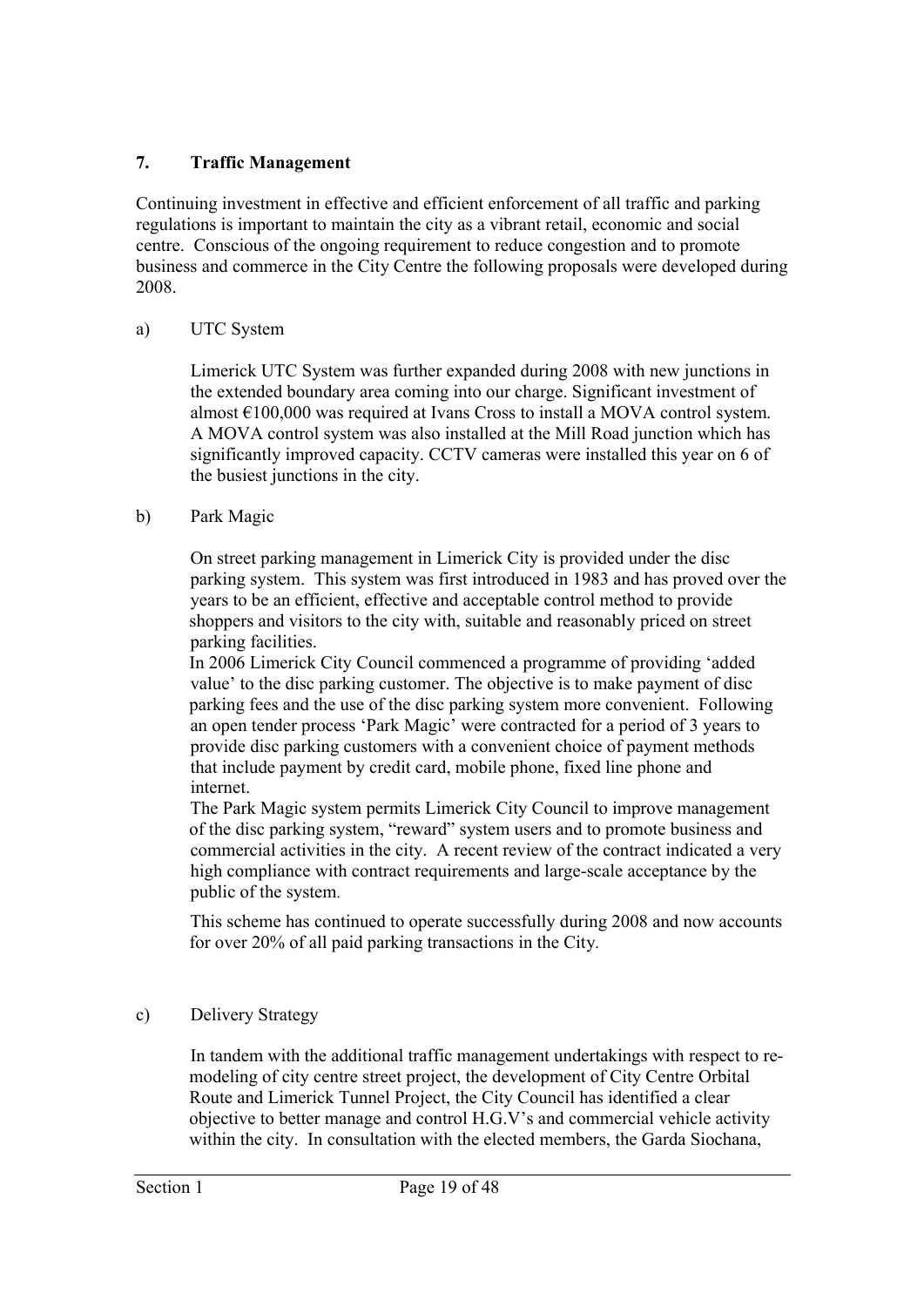## 7. Traffic Management

Continuing investment in effective and efficient enforcement of all traffic and parking regulations is important to maintain the city as a vibrant retail, economic and social centre. Conscious of the ongoing requirement to reduce congestion and to promote business and commerce in the City Centre the following proposals were developed during 2008.

a) UTC System

Limerick UTC System was further expanded during 2008 with new junctions in the extended boundary area coming into our charge. Significant investment of almost €100,000 was required at Ivans Cross to install a MOVA control system. A MOVA control system was also installed at the Mill Road junction which has significantly improved capacity. CCTV cameras were installed this year on 6 of the busiest junctions in the city.

b) Park Magic

On street parking management in Limerick City is provided under the disc parking system. This system was first introduced in 1983 and has proved over the years to be an efficient, effective and acceptable control method to provide shoppers and visitors to the city with, suitable and reasonably priced on street parking facilities.
In 2006 Limerick City Council commenced a programme of providing 'added value' to the disc parking customer. The objective is to make payment of disc parking fees and the use of the disc parking system more convenient. Following an open tender process 'Park Magic' were contracted for a period of 3 years to provide disc parking customers with a convenient choice of payment methods that include payment by credit card, mobile phone, fixed line phone and internet.
The Park Magic system permits Limerick City Council to improve management of the disc parking system, "reward" system users and to promote business and commercial activities in the city. A recent review of the contract indicated a very high compliance with contract requirements and large-scale acceptance by the public of the system.

This scheme has continued to operate successfully during 2008 and now accounts for over 20% of all paid parking transactions in the City.

c) Delivery Strategy

In tandem with the additional traffic management undertakings with respect to re-modeling of city centre street project, the development of City Centre Orbital Route and Limerick Tunnel Project, the City Council has identified a clear objective to better manage and control H.G.V's and commercial vehicle activity within the city. In consultation with the elected members, the Garda Siochana,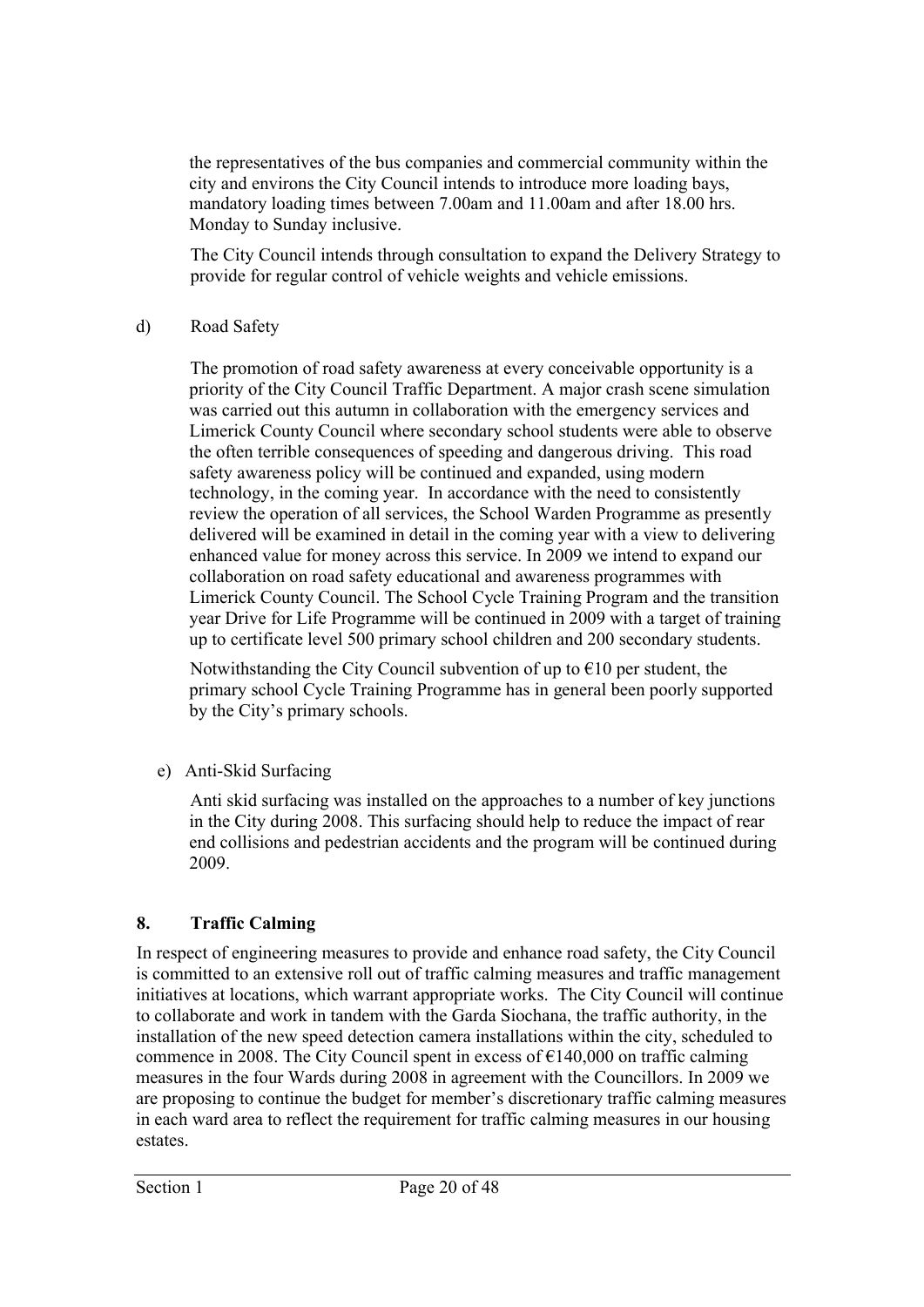the representatives of the bus companies and commercial community within the city and environs the City Council intends to introduce more loading bays, mandatory loading times between 7.00am and 11.00am and after 18.00 hrs. Monday to Sunday inclusive.

The City Council intends through consultation to expand the Delivery Strategy to provide for regular control of vehicle weights and vehicle emissions.

d) Road Safety

The promotion of road safety awareness at every conceivable opportunity is a priority of the City Council Traffic Department. A major crash scene simulation was carried out this autumn in collaboration with the emergency services and Limerick County Council where secondary school students were able to observe the often terrible consequences of speeding and dangerous driving. This road safety awareness policy will be continued and expanded, using modern technology, in the coming year. In accordance with the need to consistently review the operation of all services, the School Warden Programme as presently delivered will be examined in detail in the coming year with a view to delivering enhanced value for money across this service. In 2009 we intend to expand our collaboration on road safety educational and awareness programmes with Limerick County Council. The School Cycle Training Program and the transition year Drive for Life Programme will be continued in 2009 with a target of training up to certificate level 500 primary school children and 200 secondary students.

Notwithstanding the City Council subvention of up to €10 per student, the primary school Cycle Training Programme has in general been poorly supported by the City's primary schools.

e) Anti-Skid Surfacing

Anti skid surfacing was installed on the approaches to a number of key junctions in the City during 2008. This surfacing should help to reduce the impact of rear end collisions and pedestrian accidents and the program will be continued during 2009.

## 8. Traffic Calming

In respect of engineering measures to provide and enhance road safety, the City Council is committed to an extensive roll out of traffic calming measures and traffic management initiatives at locations, which warrant appropriate works. The City Council will continue to collaborate and work in tandem with the Garda Siochana, the traffic authority, in the installation of the new speed detection camera installations within the city, scheduled to commence in 2008. The City Council spent in excess of €140,000 on traffic calming measures in the four Wards during 2008 in agreement with the Councillors. In 2009 we are proposing to continue the budget for member's discretionary traffic calming measures in each ward area to reflect the requirement for traffic calming measures in our housing estates.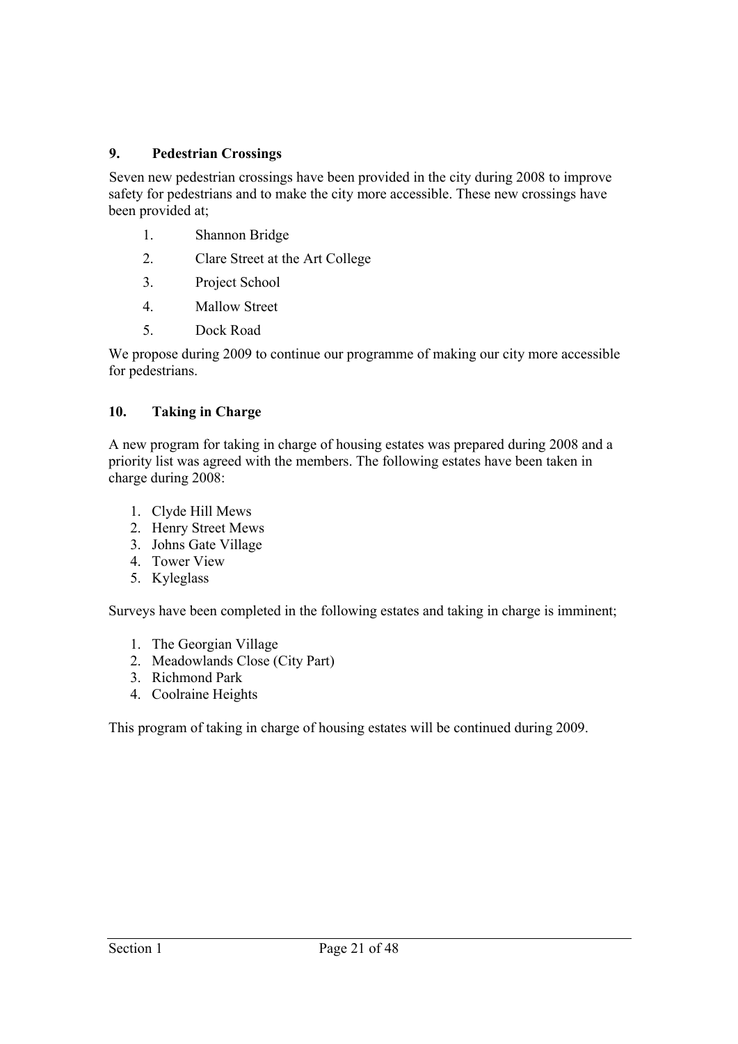## 9. Pedestrian Crossings

Seven new pedestrian crossings have been provided in the city during 2008 to improve safety for pedestrians and to make the city more accessible. These new crossings have been provided at;

1. Shannon Bridge
2. Clare Street at the Art College
3. Project School
4. Mallow Street
5. Dock Road

We propose during 2009 to continue our programme of making our city more accessible for pedestrians.

## 10. Taking in Charge

A new program for taking in charge of housing estates was prepared during 2008 and a priority list was agreed with the members. The following estates have been taken in charge during 2008:

1. Clyde Hill Mews
2. Henry Street Mews
3. Johns Gate Village
4. Tower View
5. Kyleglass

Surveys have been completed in the following estates and taking in charge is imminent;

1. The Georgian Village
2. Meadowlands Close (City Part)
3. Richmond Park
4. Coolraine Heights

This program of taking in charge of housing estates will be continued during 2009.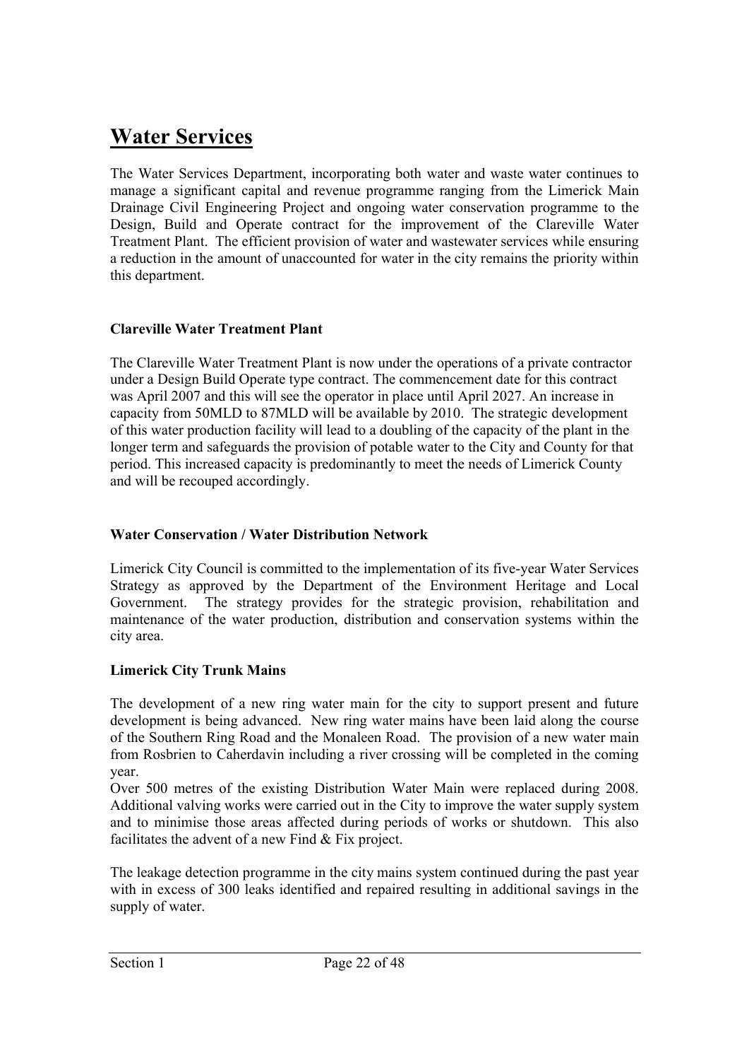# Water Services

The Water Services Department, incorporating both water and waste water continues to manage a significant capital and revenue programme ranging from the Limerick Main Drainage Civil Engineering Project and ongoing water conservation programme to the Design, Build and Operate contract for the improvement of the Clareville Water Treatment Plant. The efficient provision of water and wastewater services while ensuring a reduction in the amount of unaccounted for water in the city remains the priority within this department.

**Clareville Water Treatment Plant**

The Clareville Water Treatment Plant is now under the operations of a private contractor under a Design Build Operate type contract. The commencement date for this contract was April 2007 and this will see the operator in place until April 2027. An increase in capacity from 50MLD to 87MLD will be available by 2010. The strategic development of this water production facility will lead to a doubling of the capacity of the plant in the longer term and safeguards the provision of potable water to the City and County for that period. This increased capacity is predominantly to meet the needs of Limerick County and will be recouped accordingly.

**Water Conservation / Water Distribution Network**

Limerick City Council is committed to the implementation of its five-year Water Services Strategy as approved by the Department of the Environment Heritage and Local Government. The strategy provides for the strategic provision, rehabilitation and maintenance of the water production, distribution and conservation systems within the city area.

**Limerick City Trunk Mains**

The development of a new ring water main for the city to support present and future development is being advanced. New ring water mains have been laid along the course of the Southern Ring Road and the Monaleen Road. The provision of a new water main from Rosbrien to Caherdavin including a river crossing will be completed in the coming year.

Over 500 metres of the existing Distribution Water Main were replaced during 2008. Additional valving works were carried out in the City to improve the water supply system and to minimise those areas affected during periods of works or shutdown. This also facilitates the advent of a new Find & Fix project.

The leakage detection programme in the city mains system continued during the past year with in excess of 300 leaks identified and repaired resulting in additional savings in the supply of water.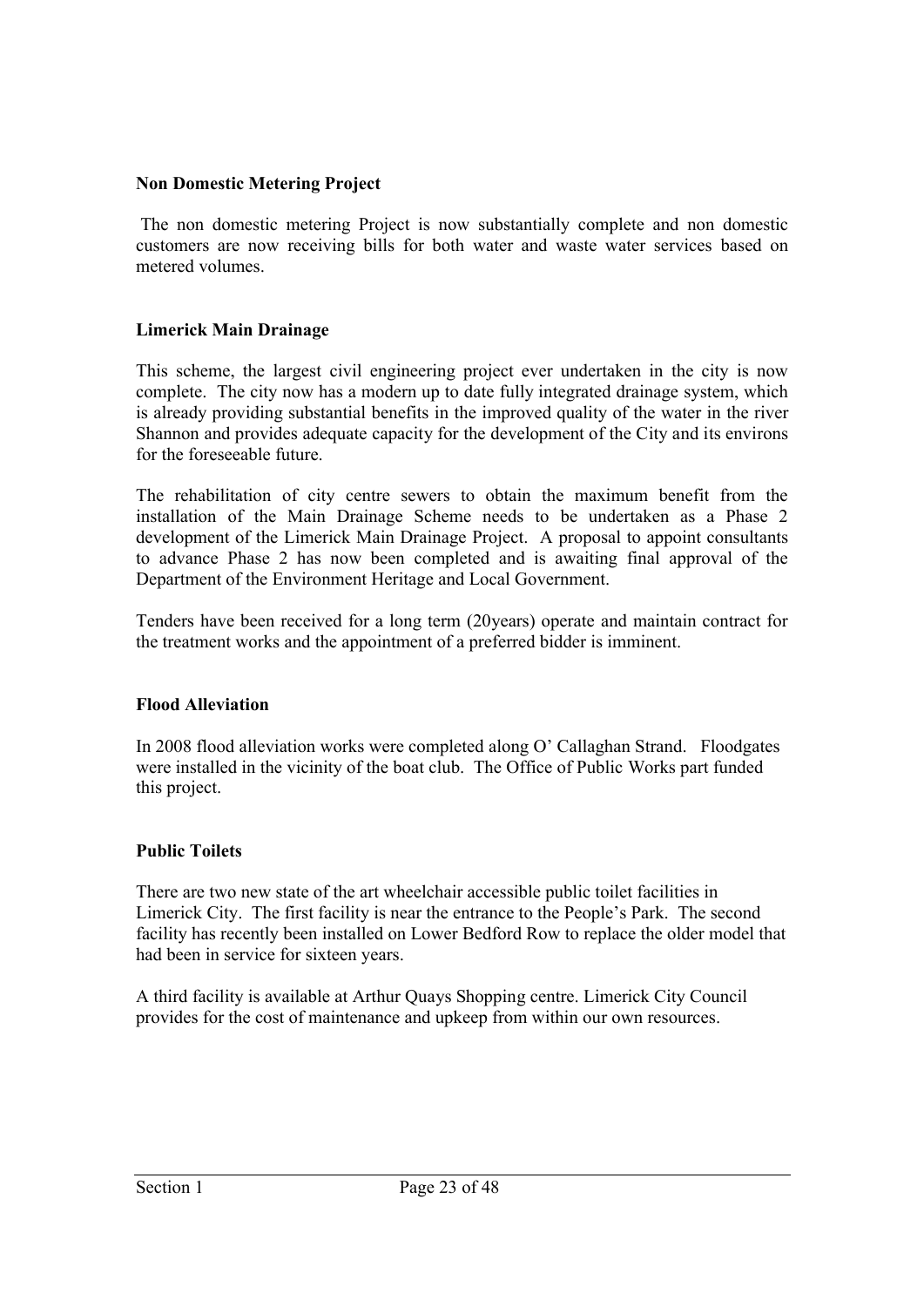**Non Domestic Metering Project**

The non domestic metering Project is now substantially complete and non domestic customers are now receiving bills for both water and waste water services based on metered volumes.

**Limerick Main Drainage**

This scheme, the largest civil engineering project ever undertaken in the city is now complete. The city now has a modern up to date fully integrated drainage system, which is already providing substantial benefits in the improved quality of the water in the river Shannon and provides adequate capacity for the development of the City and its environs for the foreseeable future.

The rehabilitation of city centre sewers to obtain the maximum benefit from the installation of the Main Drainage Scheme needs to be undertaken as a Phase 2 development of the Limerick Main Drainage Project. A proposal to appoint consultants to advance Phase 2 has now been completed and is awaiting final approval of the Department of the Environment Heritage and Local Government.

Tenders have been received for a long term (20years) operate and maintain contract for the treatment works and the appointment of a preferred bidder is imminent.

**Flood Alleviation**

In 2008 flood alleviation works were completed along O' Callaghan Strand. Floodgates were installed in the vicinity of the boat club. The Office of Public Works part funded this project.

**Public Toilets**

There are two new state of the art wheelchair accessible public toilet facilities in Limerick City. The first facility is near the entrance to the People's Park. The second facility has recently been installed on Lower Bedford Row to replace the older model that had been in service for sixteen years.

A third facility is available at Arthur Quays Shopping centre. Limerick City Council provides for the cost of maintenance and upkeep from within our own resources.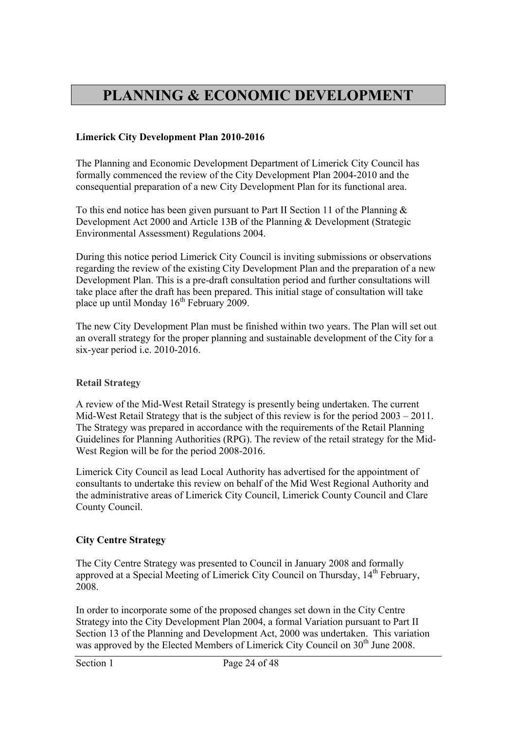# PLANNING & ECONOMIC DEVELOPMENT

**Limerick City Development Plan 2010-2016**

The Planning and Economic Development Department of Limerick City Council has formally commenced the review of the City Development Plan 2004-2010 and the consequential preparation of a new City Development Plan for its functional area.

To this end notice has been given pursuant to Part II Section 11 of the Planning & Development Act 2000 and Article 13B of the Planning & Development (Strategic Environmental Assessment) Regulations 2004.

During this notice period Limerick City Council is inviting submissions or observations regarding the review of the existing City Development Plan and the preparation of a new Development Plan. This is a pre-draft consultation period and further consultations will take place after the draft has been prepared. This initial stage of consultation will take place up until Monday 16th February 2009.

The new City Development Plan must be finished within two years. The Plan will set out an overall strategy for the proper planning and sustainable development of the City for a six-year period i.e. 2010-2016.

**Retail Strategy**

A review of the Mid-West Retail Strategy is presently being undertaken. The current Mid-West Retail Strategy that is the subject of this review is for the period 2003 – 2011. The Strategy was prepared in accordance with the requirements of the Retail Planning Guidelines for Planning Authorities (RPG). The review of the retail strategy for the Mid-West Region will be for the period 2008-2016.

Limerick City Council as lead Local Authority has advertised for the appointment of consultants to undertake this review on behalf of the Mid West Regional Authority and the administrative areas of Limerick City Council, Limerick County Council and Clare County Council.

**City Centre Strategy**

The City Centre Strategy was presented to Council in January 2008 and formally approved at a Special Meeting of Limerick City Council on Thursday, 14th February, 2008.

In order to incorporate some of the proposed changes set down in the City Centre Strategy into the City Development Plan 2004, a formal Variation pursuant to Part II Section 13 of the Planning and Development Act, 2000 was undertaken. This variation was approved by the Elected Members of Limerick City Council on 30th June 2008.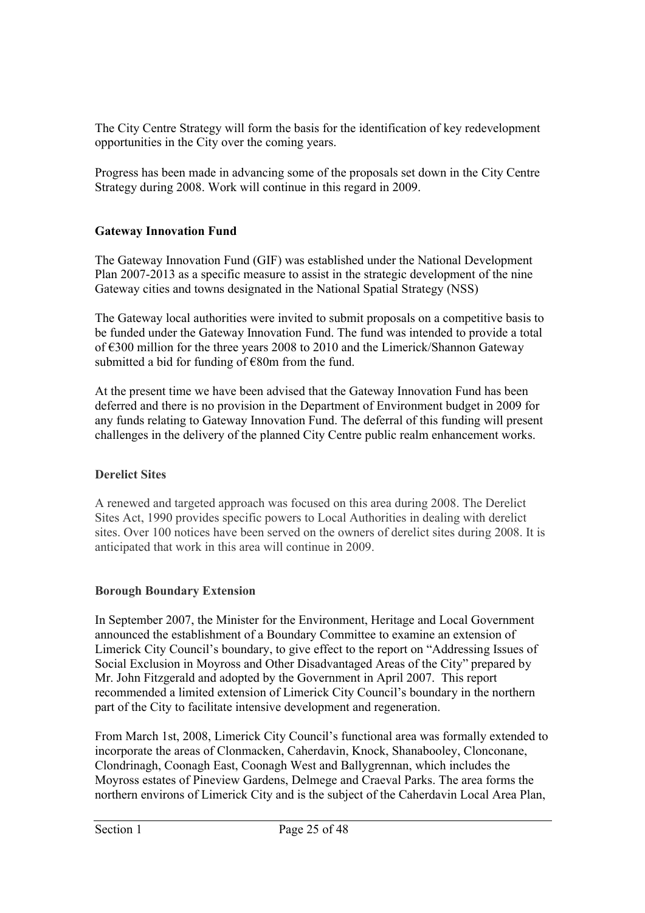The City Centre Strategy will form the basis for the identification of key redevelopment opportunities in the City over the coming years.

Progress has been made in advancing some of the proposals set down in the City Centre Strategy during 2008. Work will continue in this regard in 2009.

**Gateway Innovation Fund**

The Gateway Innovation Fund (GIF) was established under the National Development Plan 2007-2013 as a specific measure to assist in the strategic development of the nine Gateway cities and towns designated in the National Spatial Strategy (NSS)

The Gateway local authorities were invited to submit proposals on a competitive basis to be funded under the Gateway Innovation Fund. The fund was intended to provide a total of €300 million for the three years 2008 to 2010 and the Limerick/Shannon Gateway submitted a bid for funding of €80m from the fund.

At the present time we have been advised that the Gateway Innovation Fund has been deferred and there is no provision in the Department of Environment budget in 2009 for any funds relating to Gateway Innovation Fund. The deferral of this funding will present challenges in the delivery of the planned City Centre public realm enhancement works.

**Derelict Sites**

A renewed and targeted approach was focused on this area during 2008. The Derelict Sites Act, 1990 provides specific powers to Local Authorities in dealing with derelict sites. Over 100 notices have been served on the owners of derelict sites during 2008. It is anticipated that work in this area will continue in 2009.

**Borough Boundary Extension**

In September 2007, the Minister for the Environment, Heritage and Local Government announced the establishment of a Boundary Committee to examine an extension of Limerick City Council's boundary, to give effect to the report on "Addressing Issues of Social Exclusion in Moyross and Other Disadvantaged Areas of the City" prepared by Mr. John Fitzgerald and adopted by the Government in April 2007. This report recommended a limited extension of Limerick City Council's boundary in the northern part of the City to facilitate intensive development and regeneration.

From March 1st, 2008, Limerick City Council's functional area was formally extended to incorporate the areas of Clonmacken, Caherdavin, Knock, Shanabooley, Clonconane, Clondrinagh, Coonagh East, Coonagh West and Ballygrennan, which includes the Moyross estates of Pineview Gardens, Delmege and Craeval Parks. The area forms the northern environs of Limerick City and is the subject of the Caherdavin Local Area Plan,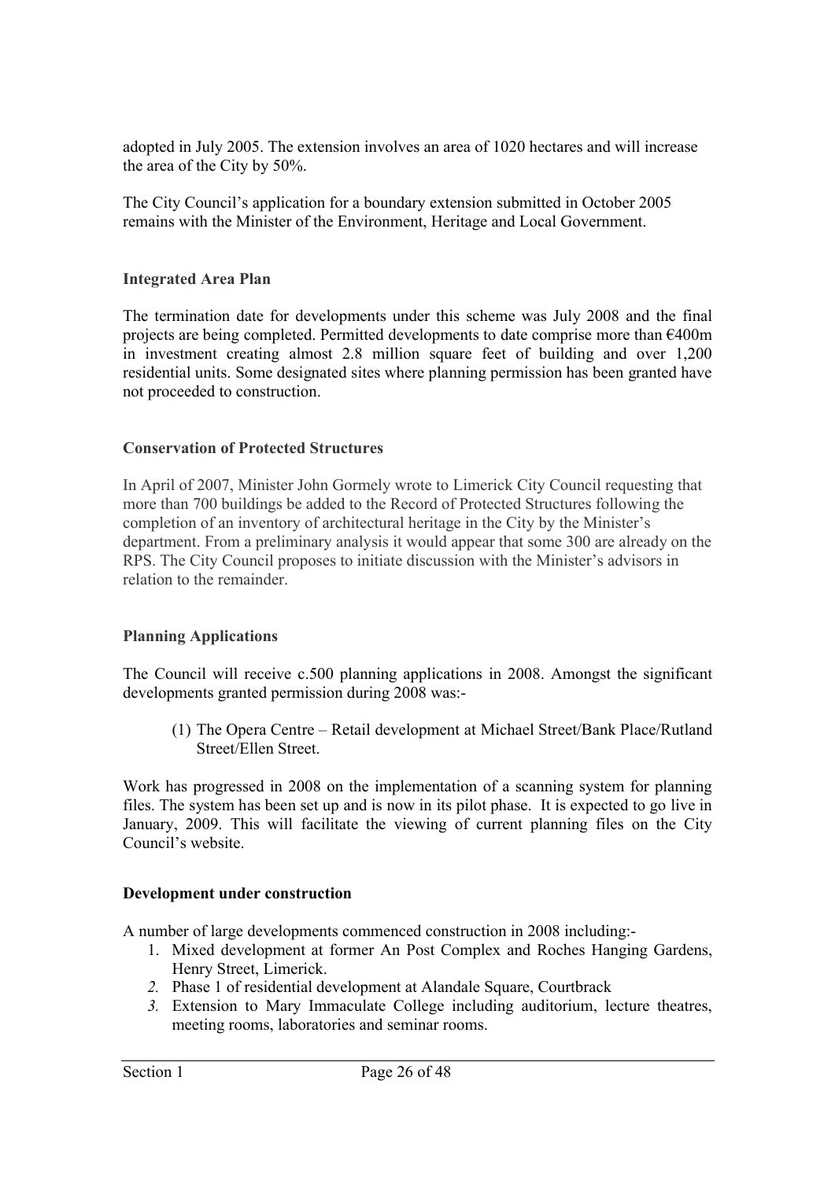adopted in July 2005. The extension involves an area of 1020 hectares and will increase the area of the City by 50%.

The City Council's application for a boundary extension submitted in October 2005 remains with the Minister of the Environment, Heritage and Local Government.

### Integrated Area Plan

The termination date for developments under this scheme was July 2008 and the final projects are being completed. Permitted developments to date comprise more than €400m in investment creating almost 2.8 million square feet of building and over 1,200 residential units. Some designated sites where planning permission has been granted have not proceeded to construction.

### Conservation of Protected Structures

In April of 2007, Minister John Gormely wrote to Limerick City Council requesting that more than 700 buildings be added to the Record of Protected Structures following the completion of an inventory of architectural heritage in the City by the Minister's department. From a preliminary analysis it would appear that some 300 are already on the RPS. The City Council proposes to initiate discussion with the Minister's advisors in relation to the remainder.

### Planning Applications

The Council will receive c.500 planning applications in 2008. Amongst the significant developments granted permission during 2008 was:-

(1) The Opera Centre – Retail development at Michael Street/Bank Place/Rutland Street/Ellen Street.

Work has progressed in 2008 on the implementation of a scanning system for planning files. The system has been set up and is now in its pilot phase. It is expected to go live in January, 2009. This will facilitate the viewing of current planning files on the City Council's website.

### Development under construction

A number of large developments commenced construction in 2008 including:-

1. Mixed development at former An Post Complex and Roches Hanging Gardens, Henry Street, Limerick.
2. Phase 1 of residential development at Alandale Square, Courtbrack
3. Extension to Mary Immaculate College including auditorium, lecture theatres, meeting rooms, laboratories and seminar rooms.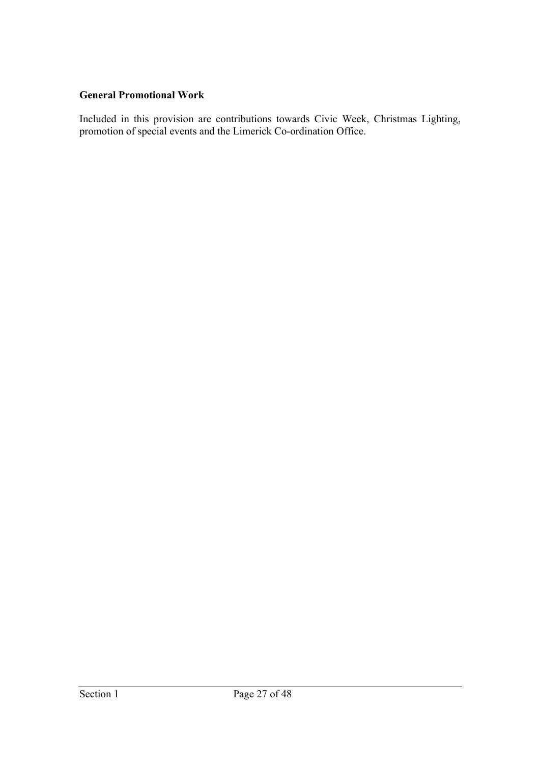**General Promotional Work**

Included in this provision are contributions towards Civic Week, Christmas Lighting, promotion of special events and the Limerick Co-ordination Office.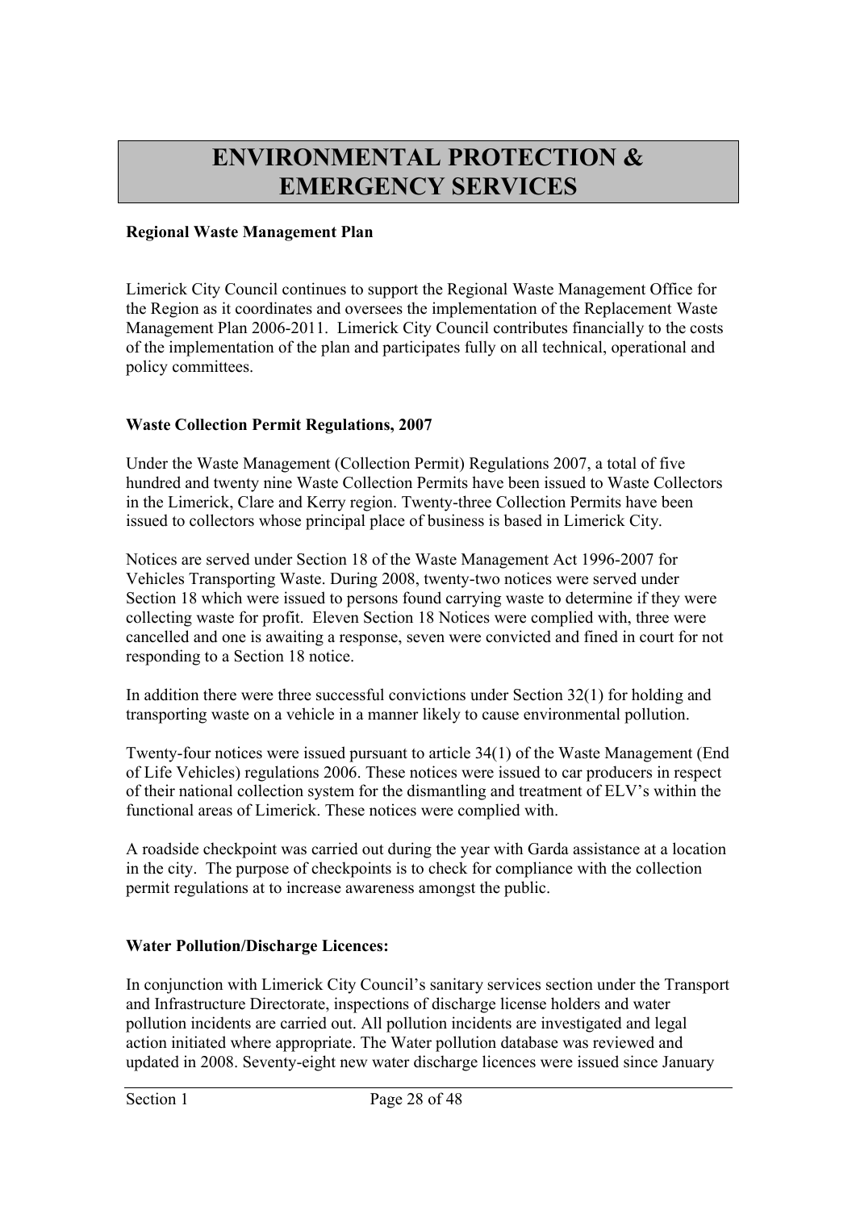# ENVIRONMENTAL PROTECTION & EMERGENCY SERVICES

**Regional Waste Management Plan**

Limerick City Council continues to support the Regional Waste Management Office for the Region as it coordinates and oversees the implementation of the Replacement Waste Management Plan 2006-2011. Limerick City Council contributes financially to the costs of the implementation of the plan and participates fully on all technical, operational and policy committees.

**Waste Collection Permit Regulations, 2007**

Under the Waste Management (Collection Permit) Regulations 2007, a total of five hundred and twenty nine Waste Collection Permits have been issued to Waste Collectors in the Limerick, Clare and Kerry region. Twenty-three Collection Permits have been issued to collectors whose principal place of business is based in Limerick City.

Notices are served under Section 18 of the Waste Management Act 1996-2007 for Vehicles Transporting Waste. During 2008, twenty-two notices were served under Section 18 which were issued to persons found carrying waste to determine if they were collecting waste for profit. Eleven Section 18 Notices were complied with, three were cancelled and one is awaiting a response, seven were convicted and fined in court for not responding to a Section 18 notice.

In addition there were three successful convictions under Section 32(1) for holding and transporting waste on a vehicle in a manner likely to cause environmental pollution.

Twenty-four notices were issued pursuant to article 34(1) of the Waste Management (End of Life Vehicles) regulations 2006. These notices were issued to car producers in respect of their national collection system for the dismantling and treatment of ELV's within the functional areas of Limerick. These notices were complied with.

A roadside checkpoint was carried out during the year with Garda assistance at a location in the city. The purpose of checkpoints is to check for compliance with the collection permit regulations at to increase awareness amongst the public.

**Water Pollution/Discharge Licences:**

In conjunction with Limerick City Council's sanitary services section under the Transport and Infrastructure Directorate, inspections of discharge license holders and water pollution incidents are carried out. All pollution incidents are investigated and legal action initiated where appropriate. The Water pollution database was reviewed and updated in 2008. Seventy-eight new water discharge licences were issued since January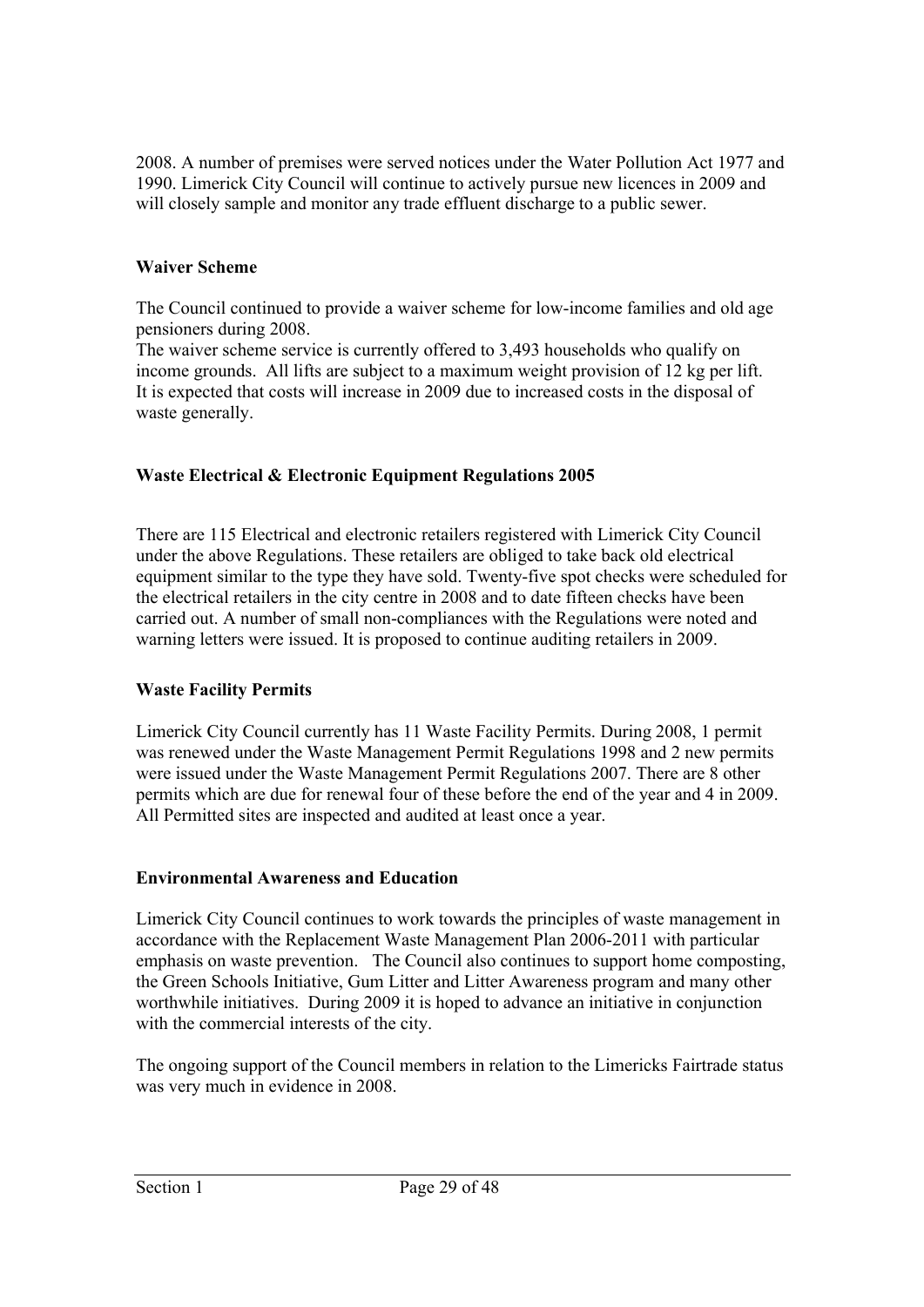2008. A number of premises were served notices under the Water Pollution Act 1977 and 1990. Limerick City Council will continue to actively pursue new licences in 2009 and will closely sample and monitor any trade effluent discharge to a public sewer.

**Waiver Scheme**

The Council continued to provide a waiver scheme for low-income families and old age pensioners during 2008.
The waiver scheme service is currently offered to 3,493 households who qualify on income grounds. All lifts are subject to a maximum weight provision of 12 kg per lift. It is expected that costs will increase in 2009 due to increased costs in the disposal of waste generally.

**Waste Electrical & Electronic Equipment Regulations 2005**

There are 115 Electrical and electronic retailers registered with Limerick City Council under the above Regulations. These retailers are obliged to take back old electrical equipment similar to the type they have sold. Twenty-five spot checks were scheduled for the electrical retailers in the city centre in 2008 and to date fifteen checks have been carried out. A number of small non-compliances with the Regulations were noted and warning letters were issued. It is proposed to continue auditing retailers in 2009.

**Waste Facility Permits**

Limerick City Council currently has 11 Waste Facility Permits. During 2008, 1 permit was renewed under the Waste Management Permit Regulations 1998 and 2 new permits were issued under the Waste Management Permit Regulations 2007. There are 8 other permits which are due for renewal four of these before the end of the year and 4 in 2009. All Permitted sites are inspected and audited at least once a year.

**Environmental Awareness and Education**

Limerick City Council continues to work towards the principles of waste management in accordance with the Replacement Waste Management Plan 2006-2011 with particular emphasis on waste prevention. The Council also continues to support home composting, the Green Schools Initiative, Gum Litter and Litter Awareness program and many other worthwhile initiatives. During 2009 it is hoped to advance an initiative in conjunction with the commercial interests of the city.

The ongoing support of the Council members in relation to the Limericks Fairtrade status was very much in evidence in 2008.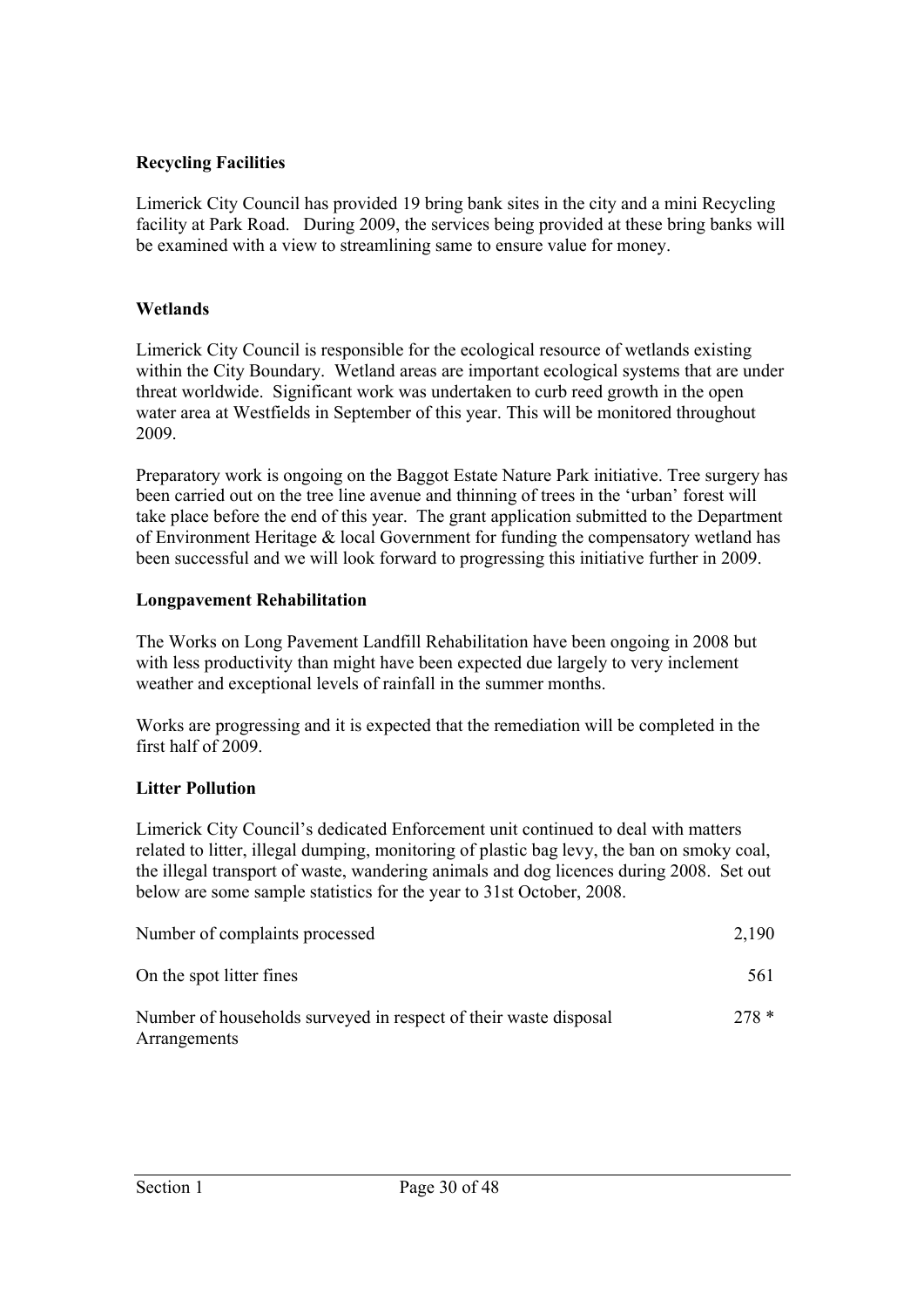**Recycling Facilities**

Limerick City Council has provided 19 bring bank sites in the city and a mini Recycling facility at Park Road. During 2009, the services being provided at these bring banks will be examined with a view to streamlining same to ensure value for money.

**Wetlands**

Limerick City Council is responsible for the ecological resource of wetlands existing within the City Boundary. Wetland areas are important ecological systems that are under threat worldwide. Significant work was undertaken to curb reed growth in the open water area at Westfields in September of this year. This will be monitored throughout 2009.

Preparatory work is ongoing on the Baggot Estate Nature Park initiative. Tree surgery has been carried out on the tree line avenue and thinning of trees in the 'urban' forest will take place before the end of this year. The grant application submitted to the Department of Environment Heritage & local Government for funding the compensatory wetland has been successful and we will look forward to progressing this initiative further in 2009.

**Longpavement Rehabilitation**

The Works on Long Pavement Landfill Rehabilitation have been ongoing in 2008 but with less productivity than might have been expected due largely to very inclement weather and exceptional levels of rainfall in the summer months.

Works are progressing and it is expected that the remediation will be completed in the first half of 2009.

**Litter Pollution**

Limerick City Council's dedicated Enforcement unit continued to deal with matters related to litter, illegal dumping, monitoring of plastic bag levy, the ban on smoky coal, the illegal transport of waste, wandering animals and dog licences during 2008. Set out below are some sample statistics for the year to 31st October, 2008.

| | |
|---|---|
| Number of complaints processed | 2,190 |
| On the spot litter fines | 561 |
| Number of households surveyed in respect of their waste disposal Arrangements | 278 * |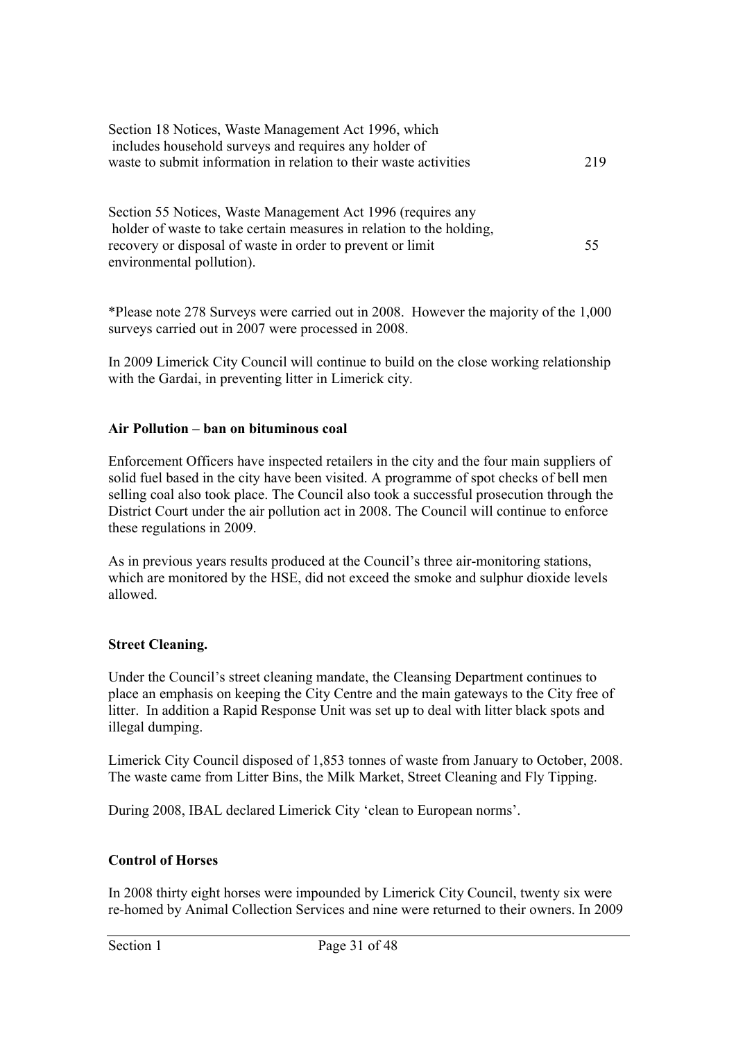| | |
|---|---|
| Section 18 Notices, Waste Management Act 1996, which includes household surveys and requires any holder of waste to submit information in relation to their waste activities | 219 |
| Section 55 Notices, Waste Management Act 1996 (requires any holder of waste to take certain measures in relation to the holding, recovery or disposal of waste in order to prevent or limit environmental pollution). | 55 |

*Please note 278 Surveys were carried out in 2008. However the majority of the 1,000 surveys carried out in 2007 were processed in 2008.

In 2009 Limerick City Council will continue to build on the close working relationship with the Gardai, in preventing litter in Limerick city.

**Air Pollution – ban on bituminous coal**

Enforcement Officers have inspected retailers in the city and the four main suppliers of solid fuel based in the city have been visited. A programme of spot checks of bell men selling coal also took place. The Council also took a successful prosecution through the District Court under the air pollution act in 2008. The Council will continue to enforce these regulations in 2009.

As in previous years results produced at the Council's three air-monitoring stations, which are monitored by the HSE, did not exceed the smoke and sulphur dioxide levels allowed.

**Street Cleaning.**

Under the Council's street cleaning mandate, the Cleansing Department continues to place an emphasis on keeping the City Centre and the main gateways to the City free of litter. In addition a Rapid Response Unit was set up to deal with litter black spots and illegal dumping.

Limerick City Council disposed of 1,853 tonnes of waste from January to October, 2008. The waste came from Litter Bins, the Milk Market, Street Cleaning and Fly Tipping.

During 2008, IBAL declared Limerick City 'clean to European norms'.

**Control of Horses**

In 2008 thirty eight horses were impounded by Limerick City Council, twenty six were re-homed by Animal Collection Services and nine were returned to their owners. In 2009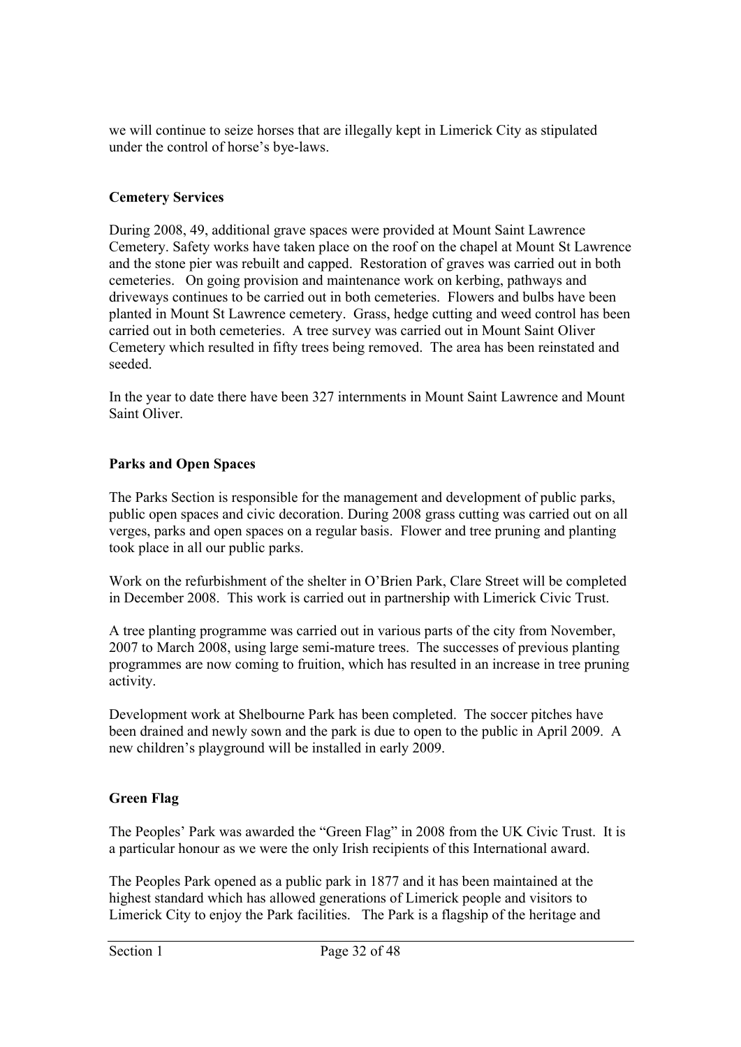we will continue to seize horses that are illegally kept in Limerick City as stipulated under the control of horse's bye-laws.

**Cemetery Services**

During 2008, 49, additional grave spaces were provided at Mount Saint Lawrence Cemetery. Safety works have taken place on the roof on the chapel at Mount St Lawrence and the stone pier was rebuilt and capped. Restoration of graves was carried out in both cemeteries. On going provision and maintenance work on kerbing, pathways and driveways continues to be carried out in both cemeteries. Flowers and bulbs have been planted in Mount St Lawrence cemetery. Grass, hedge cutting and weed control has been carried out in both cemeteries. A tree survey was carried out in Mount Saint Oliver Cemetery which resulted in fifty trees being removed. The area has been reinstated and seeded.

In the year to date there have been 327 internments in Mount Saint Lawrence and Mount Saint Oliver.

**Parks and Open Spaces**

The Parks Section is responsible for the management and development of public parks, public open spaces and civic decoration. During 2008 grass cutting was carried out on all verges, parks and open spaces on a regular basis. Flower and tree pruning and planting took place in all our public parks.

Work on the refurbishment of the shelter in O'Brien Park, Clare Street will be completed in December 2008. This work is carried out in partnership with Limerick Civic Trust.

A tree planting programme was carried out in various parts of the city from November, 2007 to March 2008, using large semi-mature trees. The successes of previous planting programmes are now coming to fruition, which has resulted in an increase in tree pruning activity.

Development work at Shelbourne Park has been completed. The soccer pitches have been drained and newly sown and the park is due to open to the public in April 2009. A new children's playground will be installed in early 2009.

**Green Flag**

The Peoples' Park was awarded the "Green Flag" in 2008 from the UK Civic Trust. It is a particular honour as we were the only Irish recipients of this International award.

The Peoples Park opened as a public park in 1877 and it has been maintained at the highest standard which has allowed generations of Limerick people and visitors to Limerick City to enjoy the Park facilities. The Park is a flagship of the heritage and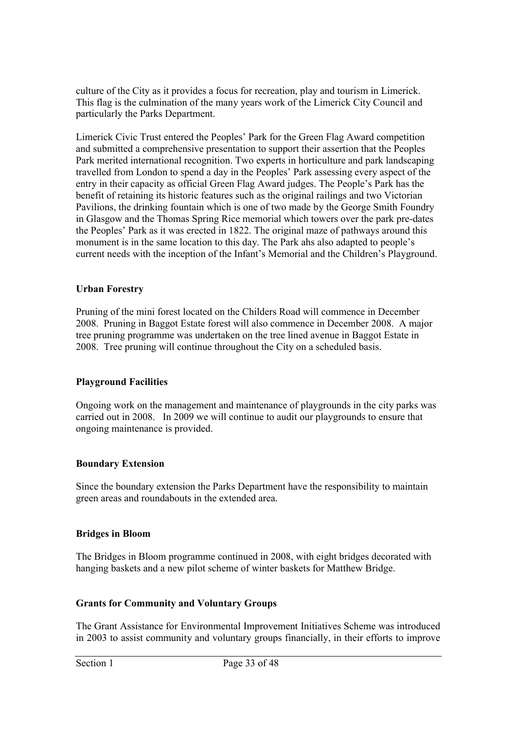culture of the City as it provides a focus for recreation, play and tourism in Limerick. This flag is the culmination of the many years work of the Limerick City Council and particularly the Parks Department.

Limerick Civic Trust entered the Peoples' Park for the Green Flag Award competition and submitted a comprehensive presentation to support their assertion that the Peoples Park merited international recognition. Two experts in horticulture and park landscaping travelled from London to spend a day in the Peoples' Park assessing every aspect of the entry in their capacity as official Green Flag Award judges. The People's Park has the benefit of retaining its historic features such as the original railings and two Victorian Pavilions, the drinking fountain which is one of two made by the George Smith Foundry in Glasgow and the Thomas Spring Rice memorial which towers over the park pre-dates the Peoples' Park as it was erected in 1822. The original maze of pathways around this monument is in the same location to this day. The Park ahs also adapted to people's current needs with the inception of the Infant's Memorial and the Children's Playground.

**Urban Forestry**

Pruning of the mini forest located on the Childers Road will commence in December 2008. Pruning in Baggot Estate forest will also commence in December 2008. A major tree pruning programme was undertaken on the tree lined avenue in Baggot Estate in 2008. Tree pruning will continue throughout the City on a scheduled basis.

**Playground Facilities**

Ongoing work on the management and maintenance of playgrounds in the city parks was carried out in 2008. In 2009 we will continue to audit our playgrounds to ensure that ongoing maintenance is provided.

**Boundary Extension**

Since the boundary extension the Parks Department have the responsibility to maintain green areas and roundabouts in the extended area.

**Bridges in Bloom**

The Bridges in Bloom programme continued in 2008, with eight bridges decorated with hanging baskets and a new pilot scheme of winter baskets for Matthew Bridge.

**Grants for Community and Voluntary Groups**

The Grant Assistance for Environmental Improvement Initiatives Scheme was introduced in 2003 to assist community and voluntary groups financially, in their efforts to improve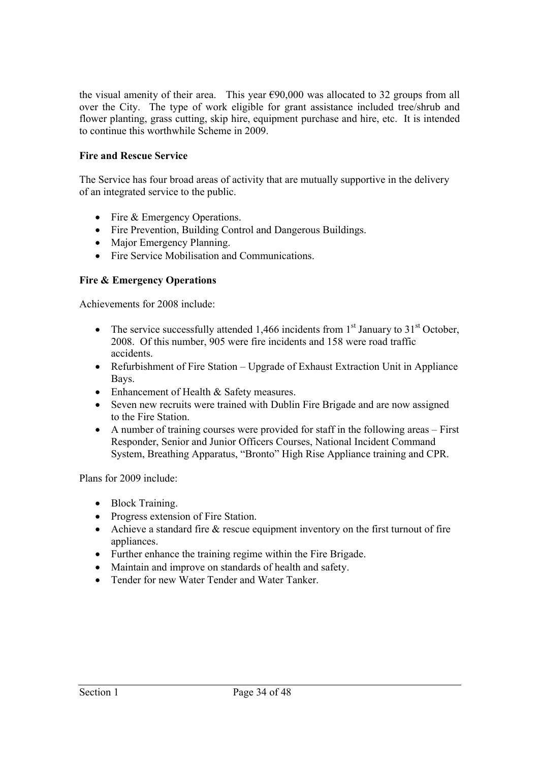the visual amenity of their area. This year €90,000 was allocated to 32 groups from all over the City. The type of work eligible for grant assistance included tree/shrub and flower planting, grass cutting, skip hire, equipment purchase and hire, etc. It is intended to continue this worthwhile Scheme in 2009.

**Fire and Rescue Service**

The Service has four broad areas of activity that are mutually supportive in the delivery of an integrated service to the public.

- Fire & Emergency Operations.
- Fire Prevention, Building Control and Dangerous Buildings.
- Major Emergency Planning.
- Fire Service Mobilisation and Communications.

**Fire & Emergency Operations**

Achievements for 2008 include:

- The service successfully attended 1,466 incidents from 1st January to 31st October, 2008. Of this number, 905 were fire incidents and 158 were road traffic accidents.
- Refurbishment of Fire Station – Upgrade of Exhaust Extraction Unit in Appliance Bays.
- Enhancement of Health & Safety measures.
- Seven new recruits were trained with Dublin Fire Brigade and are now assigned to the Fire Station.
- A number of training courses were provided for staff in the following areas – First Responder, Senior and Junior Officers Courses, National Incident Command System, Breathing Apparatus, "Bronto" High Rise Appliance training and CPR.

Plans for 2009 include:

- Block Training.
- Progress extension of Fire Station.
- Achieve a standard fire & rescue equipment inventory on the first turnout of fire appliances.
- Further enhance the training regime within the Fire Brigade.
- Maintain and improve on standards of health and safety.
- Tender for new Water Tender and Water Tanker.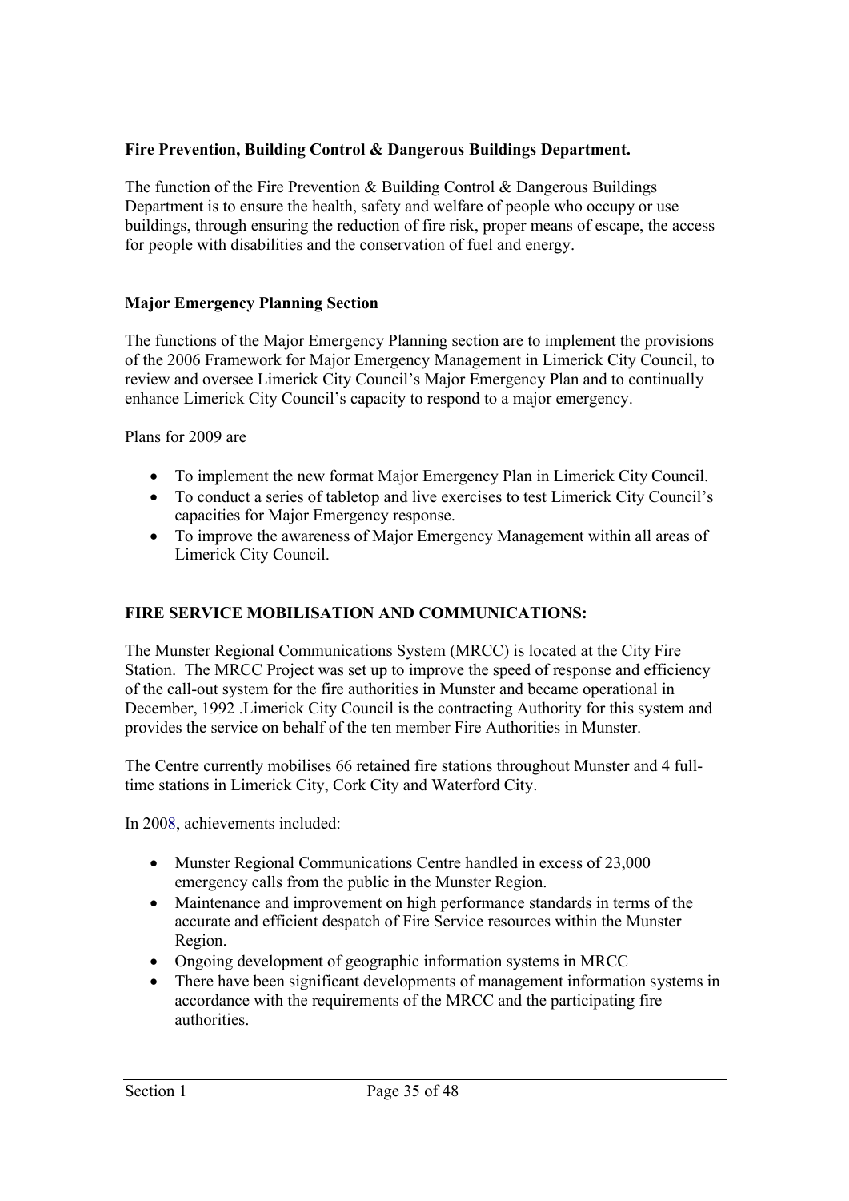**Fire Prevention, Building Control & Dangerous Buildings Department.**

The function of the Fire Prevention & Building Control & Dangerous Buildings Department is to ensure the health, safety and welfare of people who occupy or use buildings, through ensuring the reduction of fire risk, proper means of escape, the access for people with disabilities and the conservation of fuel and energy.

**Major Emergency Planning Section**

The functions of the Major Emergency Planning section are to implement the provisions of the 2006 Framework for Major Emergency Management in Limerick City Council, to review and oversee Limerick City Council's Major Emergency Plan and to continually enhance Limerick City Council's capacity to respond to a major emergency.

Plans for 2009 are

- To implement the new format Major Emergency Plan in Limerick City Council.
- To conduct a series of tabletop and live exercises to test Limerick City Council's capacities for Major Emergency response.
- To improve the awareness of Major Emergency Management within all areas of Limerick City Council.

**FIRE SERVICE MOBILISATION AND COMMUNICATIONS:**

The Munster Regional Communications System (MRCC) is located at the City Fire Station. The MRCC Project was set up to improve the speed of response and efficiency of the call-out system for the fire authorities in Munster and became operational in December, 1992 .Limerick City Council is the contracting Authority for this system and provides the service on behalf of the ten member Fire Authorities in Munster.

The Centre currently mobilises 66 retained fire stations throughout Munster and 4 full-time stations in Limerick City, Cork City and Waterford City.

In 2008, achievements included:

- Munster Regional Communications Centre handled in excess of 23,000 emergency calls from the public in the Munster Region.
- Maintenance and improvement on high performance standards in terms of the accurate and efficient despatch of Fire Service resources within the Munster Region.
- Ongoing development of geographic information systems in MRCC
- There have been significant developments of management information systems in accordance with the requirements of the MRCC and the participating fire authorities.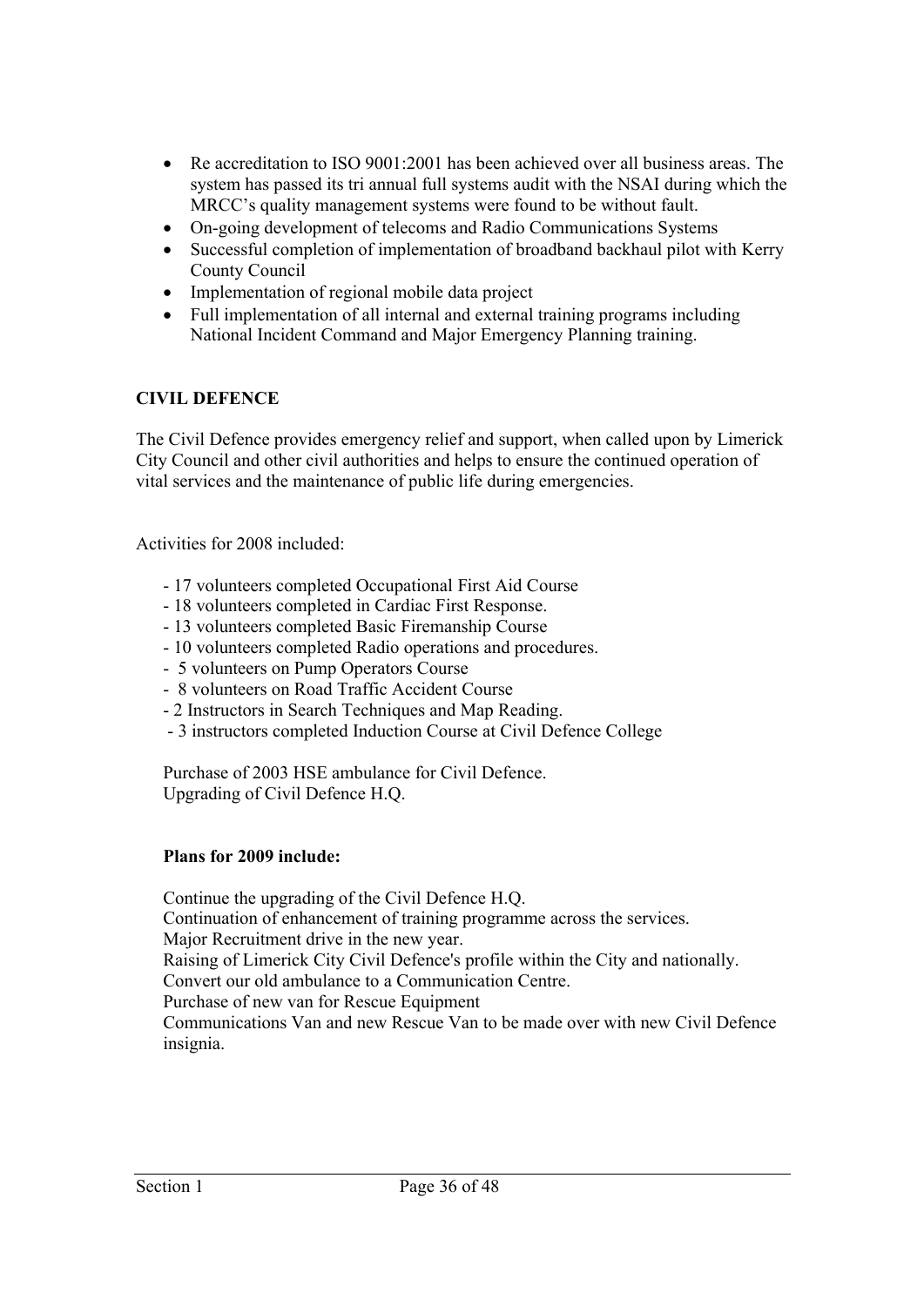- Re accreditation to ISO 9001:2001 has been achieved over all business areas. The system has passed its tri annual full systems audit with the NSAI during which the MRCC's quality management systems were found to be without fault.
- On-going development of telecoms and Radio Communications Systems
- Successful completion of implementation of broadband backhaul pilot with Kerry County Council
- Implementation of regional mobile data project
- Full implementation of all internal and external training programs including National Incident Command and Major Emergency Planning training.

**CIVIL DEFENCE**

The Civil Defence provides emergency relief and support, when called upon by Limerick City Council and other civil authorities and helps to ensure the continued operation of vital services and the maintenance of public life during emergencies.

Activities for 2008 included:

- 17 volunteers completed Occupational First Aid Course
- 18 volunteers completed in Cardiac First Response.
- 13 volunteers completed Basic Firemanship Course
- 10 volunteers completed Radio operations and procedures.
- 5 volunteers on Pump Operators Course
- 8 volunteers on Road Traffic Accident Course
- 2 Instructors in Search Techniques and Map Reading.
- 3 instructors completed Induction Course at Civil Defence College

Purchase of 2003 HSE ambulance for Civil Defence.
Upgrading of Civil Defence H.Q.

**Plans for 2009 include:**

Continue the upgrading of the Civil Defence H.Q.
Continuation of enhancement of training programme across the services.
Major Recruitment drive in the new year.
Raising of Limerick City Civil Defence's profile within the City and nationally.
Convert our old ambulance to a Communication Centre.
Purchase of new van for Rescue Equipment
Communications Van and new Rescue Van to be made over with new Civil Defence insignia.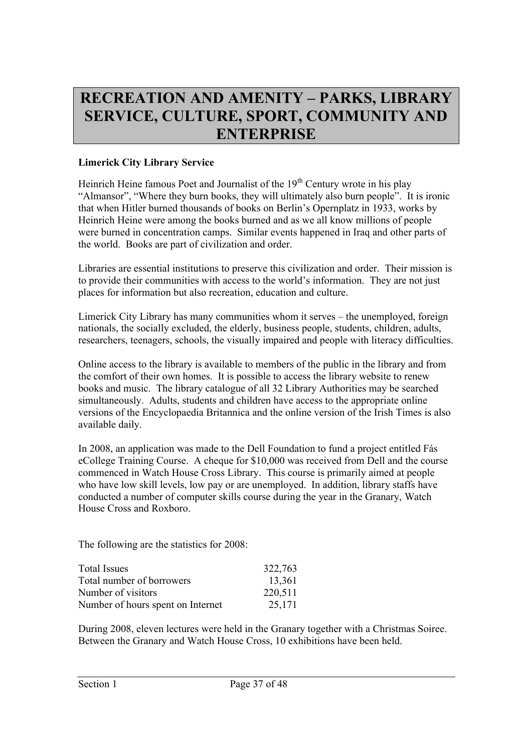# RECREATION AND AMENITY – PARKS, LIBRARY SERVICE, CULTURE, SPORT, COMMUNITY AND ENTERPRISE

**Limerick City Library Service**

Heinrich Heine famous Poet and Journalist of the 19th Century wrote in his play "Almansor", "Where they burn books, they will ultimately also burn people". It is ironic that when Hitler burned thousands of books on Berlin's Opernplatz in 1933, works by Heinrich Heine were among the books burned and as we all know millions of people were burned in concentration camps. Similar events happened in Iraq and other parts of the world. Books are part of civilization and order.

Libraries are essential institutions to preserve this civilization and order. Their mission is to provide their communities with access to the world's information. They are not just places for information but also recreation, education and culture.

Limerick City Library has many communities whom it serves – the unemployed, foreign nationals, the socially excluded, the elderly, business people, students, children, adults, researchers, teenagers, schools, the visually impaired and people with literacy difficulties.

Online access to the library is available to members of the public in the library and from the comfort of their own homes. It is possible to access the library website to renew books and music. The library catalogue of all 32 Library Authorities may be searched simultaneously. Adults, students and children have access to the appropriate online versions of the Encyclopaedia Britannica and the online version of the Irish Times is also available daily.

In 2008, an application was made to the Dell Foundation to fund a project entitled Fás eCollege Training Course. A cheque for $10,000 was received from Dell and the course commenced in Watch House Cross Library. This course is primarily aimed at people who have low skill levels, low pay or are unemployed. In addition, library staffs have conducted a number of computer skills course during the year in the Granary, Watch House Cross and Roxboro.

The following are the statistics for 2008:

| | |
|---|---|
| Total Issues | 322,763 |
| Total number of borrowers | 13,361 |
| Number of visitors | 220,511 |
| Number of hours spent on Internet | 25,171 |

During 2008, eleven lectures were held in the Granary together with a Christmas Soiree. Between the Granary and Watch House Cross, 10 exhibitions have been held.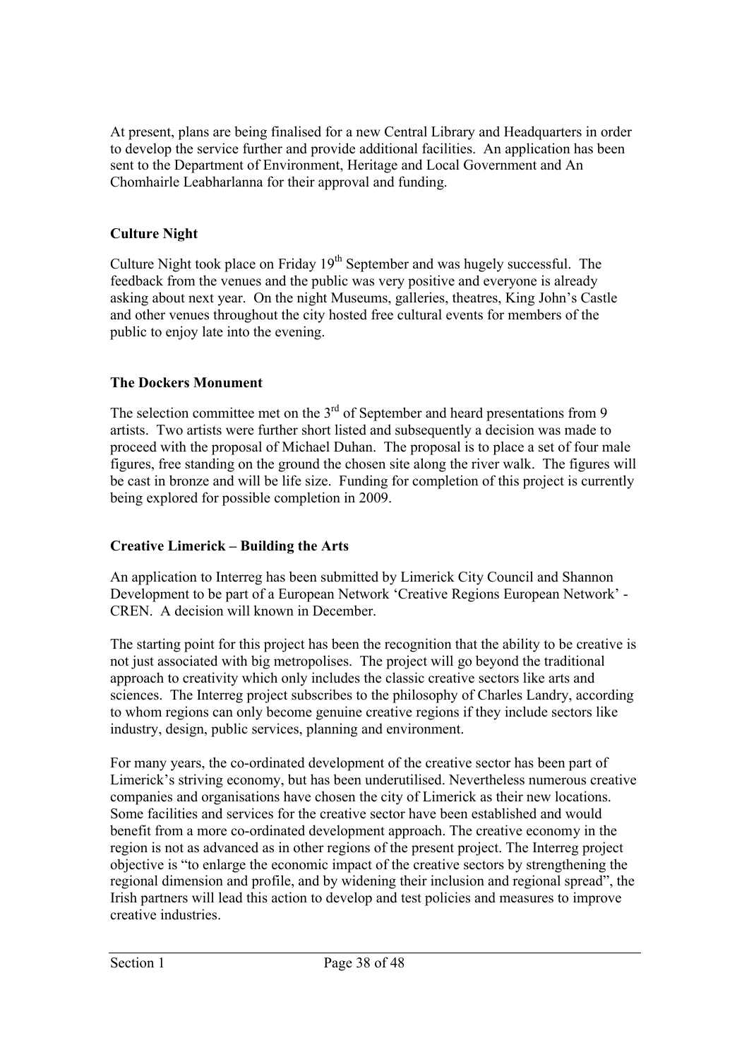At present, plans are being finalised for a new Central Library and Headquarters in order to develop the service further and provide additional facilities. An application has been sent to the Department of Environment, Heritage and Local Government and An Chomhairle Leabharlanna for their approval and funding.

**Culture Night**

Culture Night took place on Friday 19th September and was hugely successful. The feedback from the venues and the public was very positive and everyone is already asking about next year. On the night Museums, galleries, theatres, King John's Castle and other venues throughout the city hosted free cultural events for members of the public to enjoy late into the evening.

**The Dockers Monument**

The selection committee met on the 3rd of September and heard presentations from 9 artists. Two artists were further short listed and subsequently a decision was made to proceed with the proposal of Michael Duhan. The proposal is to place a set of four male figures, free standing on the ground the chosen site along the river walk. The figures will be cast in bronze and will be life size. Funding for completion of this project is currently being explored for possible completion in 2009.

**Creative Limerick – Building the Arts**

An application to Interreg has been submitted by Limerick City Council and Shannon Development to be part of a European Network 'Creative Regions European Network' - CREN. A decision will known in December.

The starting point for this project has been the recognition that the ability to be creative is not just associated with big metropolises. The project will go beyond the traditional approach to creativity which only includes the classic creative sectors like arts and sciences. The Interreg project subscribes to the philosophy of Charles Landry, according to whom regions can only become genuine creative regions if they include sectors like industry, design, public services, planning and environment.

For many years, the co-ordinated development of the creative sector has been part of Limerick's striving economy, but has been underutilised. Nevertheless numerous creative companies and organisations have chosen the city of Limerick as their new locations. Some facilities and services for the creative sector have been established and would benefit from a more co-ordinated development approach. The creative economy in the region is not as advanced as in other regions of the present project. The Interreg project objective is "to enlarge the economic impact of the creative sectors by strengthening the regional dimension and profile, and by widening their inclusion and regional spread", the Irish partners will lead this action to develop and test policies and measures to improve creative industries.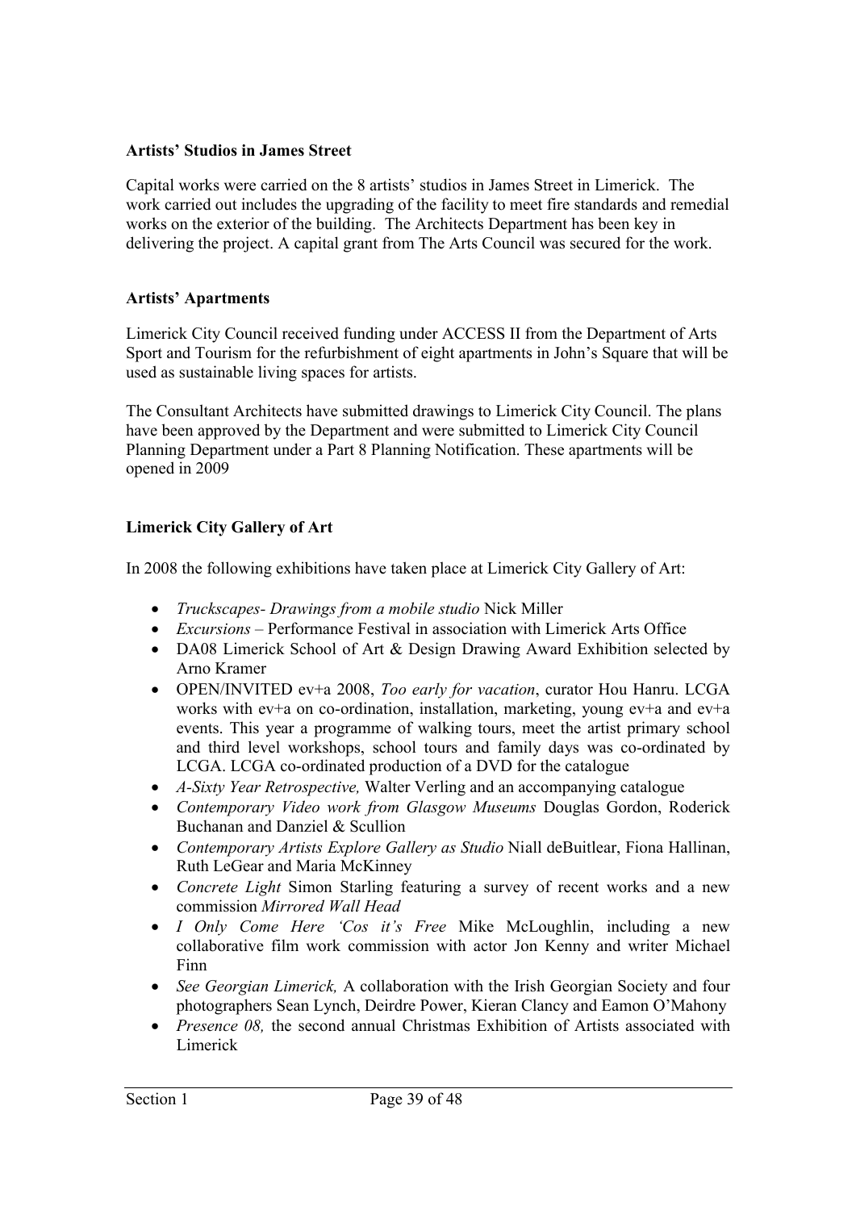**Artists' Studios in James Street**

Capital works were carried on the 8 artists' studios in James Street in Limerick. The work carried out includes the upgrading of the facility to meet fire standards and remedial works on the exterior of the building. The Architects Department has been key in delivering the project. A capital grant from The Arts Council was secured for the work.

**Artists' Apartments**

Limerick City Council received funding under ACCESS II from the Department of Arts Sport and Tourism for the refurbishment of eight apartments in John's Square that will be used as sustainable living spaces for artists.

The Consultant Architects have submitted drawings to Limerick City Council. The plans have been approved by the Department and were submitted to Limerick City Council Planning Department under a Part 8 Planning Notification. These apartments will be opened in 2009

**Limerick City Gallery of Art**

In 2008 the following exhibitions have taken place at Limerick City Gallery of Art:

- *Truckscapes- Drawings from a mobile studio* Nick Miller
- *Excursions* – Performance Festival in association with Limerick Arts Office
- DA08 Limerick School of Art & Design Drawing Award Exhibition selected by Arno Kramer
- OPEN/INVITED ev+a 2008, *Too early for vacation*, curator Hou Hanru. LCGA works with ev+a on co-ordination, installation, marketing, young ev+a and ev+a events. This year a programme of walking tours, meet the artist primary school and third level workshops, school tours and family days was co-ordinated by LCGA. LCGA co-ordinated production of a DVD for the catalogue
- *A-Sixty Year Retrospective,* Walter Verling and an accompanying catalogue
- *Contemporary Video work from Glasgow Museums* Douglas Gordon, Roderick Buchanan and Danziel & Scullion
- *Contemporary Artists Explore Gallery as Studio* Niall deBuitlear, Fiona Hallinan, Ruth LeGear and Maria McKinney
- *Concrete Light* Simon Starling featuring a survey of recent works and a new commission *Mirrored Wall Head*
- *I Only Come Here 'Cos it's Free* Mike McLoughlin, including a new collaborative film work commission with actor Jon Kenny and writer Michael Finn
- *See Georgian Limerick,* A collaboration with the Irish Georgian Society and four photographers Sean Lynch, Deirdre Power, Kieran Clancy and Eamon O'Mahony
- *Presence 08,* the second annual Christmas Exhibition of Artists associated with Limerick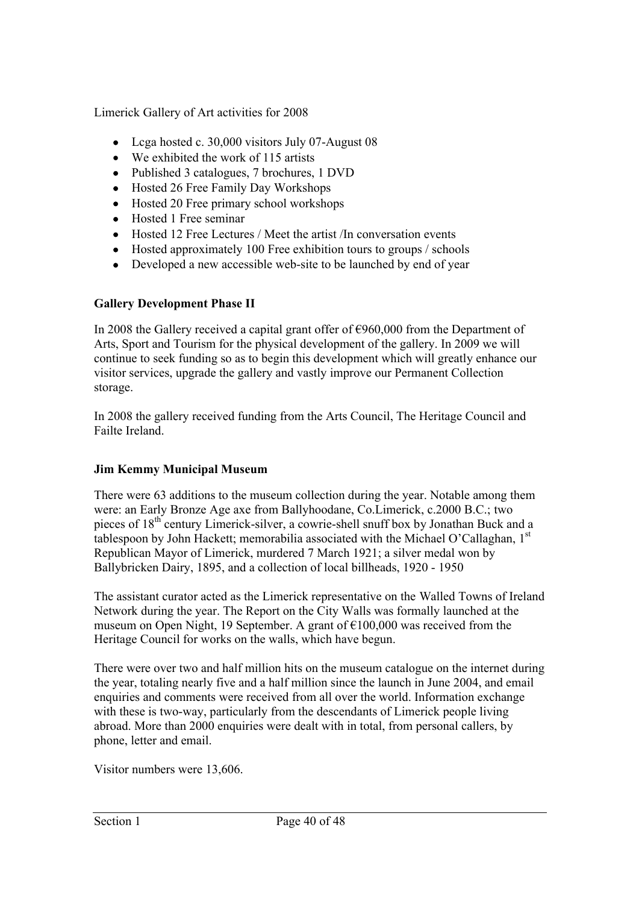Limerick Gallery of Art activities for 2008

- Lcga hosted c. 30,000 visitors July 07-August 08
- We exhibited the work of 115 artists
- Published 3 catalogues, 7 brochures, 1 DVD
- Hosted 26 Free Family Day Workshops
- Hosted 20 Free primary school workshops
- Hosted 1 Free seminar
- Hosted 12 Free Lectures / Meet the artist /In conversation events
- Hosted approximately 100 Free exhibition tours to groups / schools
- Developed a new accessible web-site to be launched by end of year

**Gallery Development Phase II**

In 2008 the Gallery received a capital grant offer of €960,000 from the Department of Arts, Sport and Tourism for the physical development of the gallery. In 2009 we will continue to seek funding so as to begin this development which will greatly enhance our visitor services, upgrade the gallery and vastly improve our Permanent Collection storage.

In 2008 the gallery received funding from the Arts Council, The Heritage Council and Failte Ireland.

**Jim Kemmy Municipal Museum**

There were 63 additions to the museum collection during the year. Notable among them were: an Early Bronze Age axe from Ballyhoodane, Co.Limerick, c.2000 B.C.; two pieces of 18th century Limerick-silver, a cowrie-shell snuff box by Jonathan Buck and a tablespoon by John Hackett; memorabilia associated with the Michael O'Callaghan, 1st Republican Mayor of Limerick, murdered 7 March 1921; a silver medal won by Ballybricken Dairy, 1895, and a collection of local billheads, 1920 - 1950

The assistant curator acted as the Limerick representative on the Walled Towns of Ireland Network during the year. The Report on the City Walls was formally launched at the museum on Open Night, 19 September. A grant of €100,000 was received from the Heritage Council for works on the walls, which have begun.

There were over two and half million hits on the museum catalogue on the internet during the year, totaling nearly five and a half million since the launch in June 2004, and email enquiries and comments were received from all over the world. Information exchange with these is two-way, particularly from the descendants of Limerick people living abroad. More than 2000 enquiries were dealt with in total, from personal callers, by phone, letter and email.

Visitor numbers were 13,606.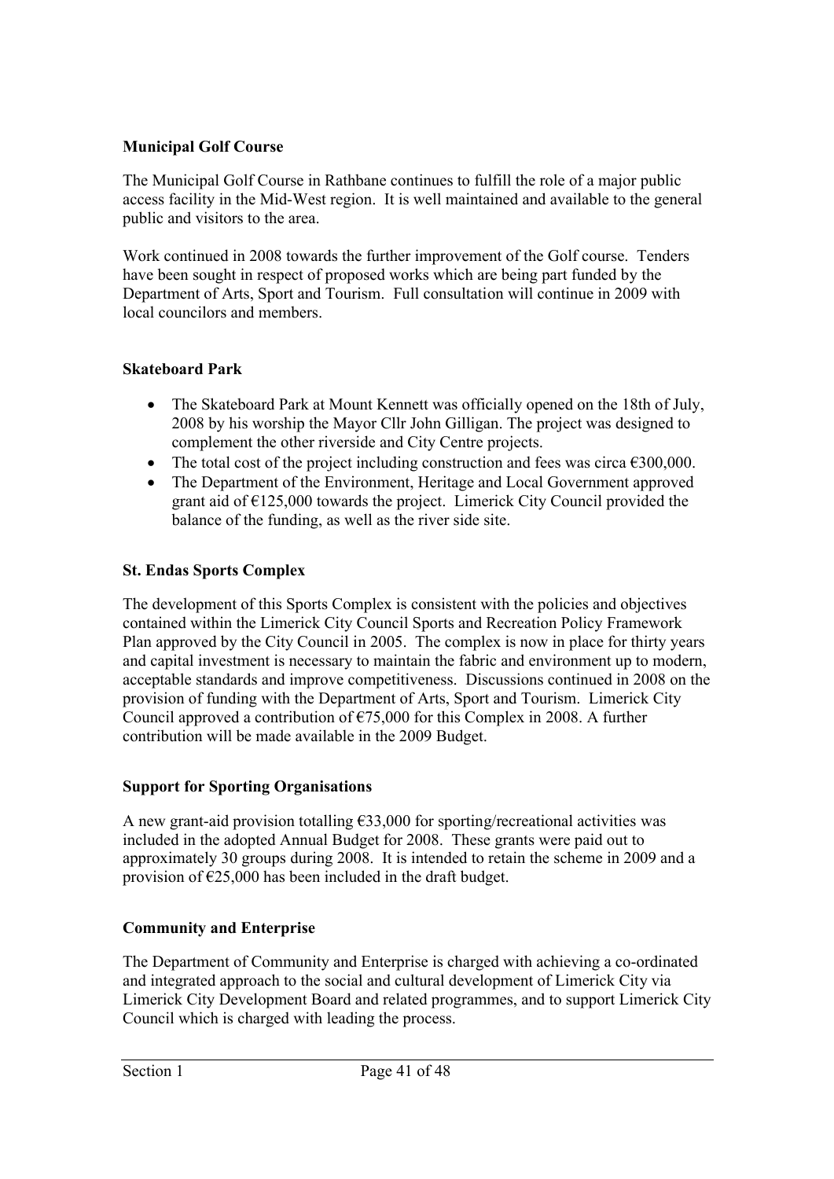**Municipal Golf Course**

The Municipal Golf Course in Rathbane continues to fulfill the role of a major public access facility in the Mid-West region. It is well maintained and available to the general public and visitors to the area.

Work continued in 2008 towards the further improvement of the Golf course. Tenders have been sought in respect of proposed works which are being part funded by the Department of Arts, Sport and Tourism. Full consultation will continue in 2009 with local councilors and members.

**Skateboard Park**

- The Skateboard Park at Mount Kennett was officially opened on the 18th of July, 2008 by his worship the Mayor Cllr John Gilligan. The project was designed to complement the other riverside and City Centre projects.
- The total cost of the project including construction and fees was circa €300,000.
- The Department of the Environment, Heritage and Local Government approved grant aid of €125,000 towards the project. Limerick City Council provided the balance of the funding, as well as the river side site.

**St. Endas Sports Complex**

The development of this Sports Complex is consistent with the policies and objectives contained within the Limerick City Council Sports and Recreation Policy Framework Plan approved by the City Council in 2005. The complex is now in place for thirty years and capital investment is necessary to maintain the fabric and environment up to modern, acceptable standards and improve competitiveness. Discussions continued in 2008 on the provision of funding with the Department of Arts, Sport and Tourism. Limerick City Council approved a contribution of €75,000 for this Complex in 2008. A further contribution will be made available in the 2009 Budget.

**Support for Sporting Organisations**

A new grant-aid provision totalling €33,000 for sporting/recreational activities was included in the adopted Annual Budget for 2008. These grants were paid out to approximately 30 groups during 2008. It is intended to retain the scheme in 2009 and a provision of €25,000 has been included in the draft budget.

**Community and Enterprise**

The Department of Community and Enterprise is charged with achieving a co-ordinated and integrated approach to the social and cultural development of Limerick City via Limerick City Development Board and related programmes, and to support Limerick City Council which is charged with leading the process.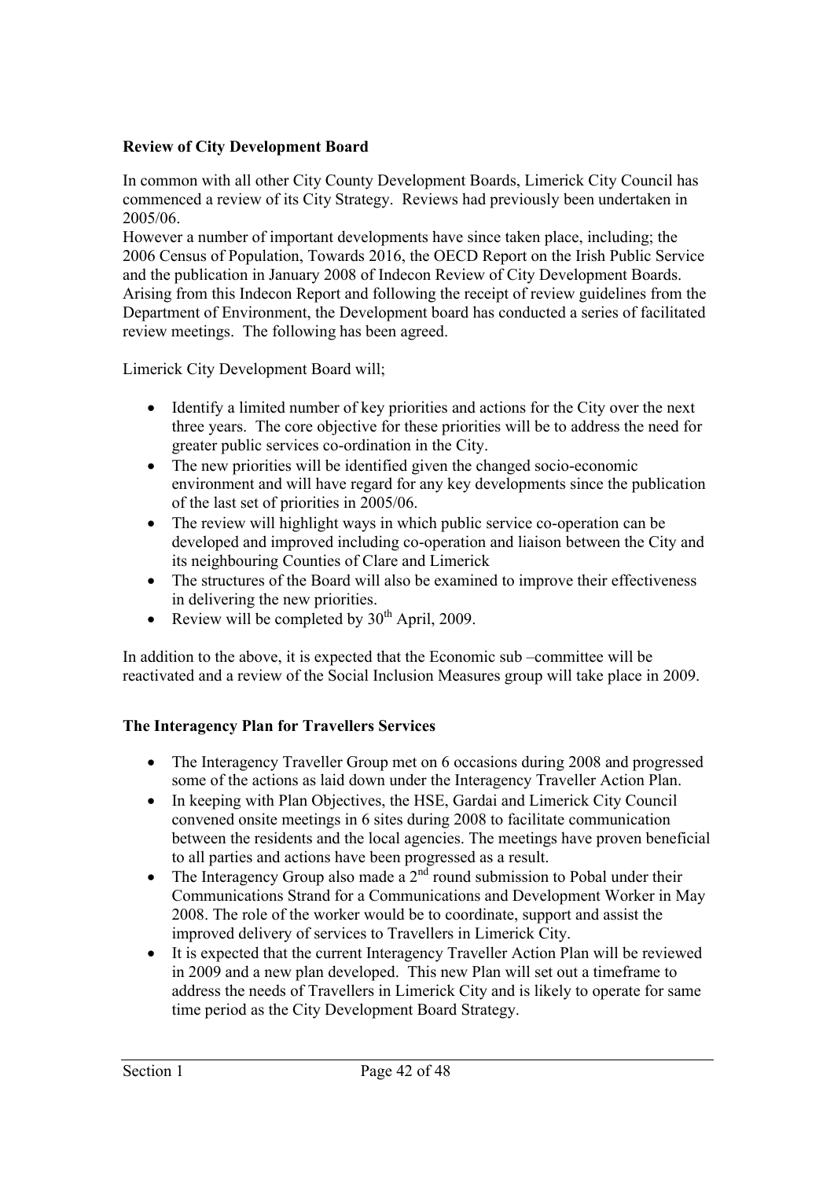**Review of City Development Board**

In common with all other City County Development Boards, Limerick City Council has commenced a review of its City Strategy. Reviews had previously been undertaken in 2005/06.
However a number of important developments have since taken place, including; the 2006 Census of Population, Towards 2016, the OECD Report on the Irish Public Service and the publication in January 2008 of Indecon Review of City Development Boards. Arising from this Indecon Report and following the receipt of review guidelines from the Department of Environment, the Development board has conducted a series of facilitated review meetings. The following has been agreed.

Limerick City Development Board will;

- Identify a limited number of key priorities and actions for the City over the next three years. The core objective for these priorities will be to address the need for greater public services co-ordination in the City.
- The new priorities will be identified given the changed socio-economic environment and will have regard for any key developments since the publication of the last set of priorities in 2005/06.
- The review will highlight ways in which public service co-operation can be developed and improved including co-operation and liaison between the City and its neighbouring Counties of Clare and Limerick
- The structures of the Board will also be examined to improve their effectiveness in delivering the new priorities.
- Review will be completed by 30th April, 2009.

In addition to the above, it is expected that the Economic sub –committee will be reactivated and a review of the Social Inclusion Measures group will take place in 2009.

**The Interagency Plan for Travellers Services**

- The Interagency Traveller Group met on 6 occasions during 2008 and progressed some of the actions as laid down under the Interagency Traveller Action Plan.
- In keeping with Plan Objectives, the HSE, Gardai and Limerick City Council convened onsite meetings in 6 sites during 2008 to facilitate communication between the residents and the local agencies. The meetings have proven beneficial to all parties and actions have been progressed as a result.
- The Interagency Group also made a 2nd round submission to Pobal under their Communications Strand for a Communications and Development Worker in May 2008. The role of the worker would be to coordinate, support and assist the improved delivery of services to Travellers in Limerick City.
- It is expected that the current Interagency Traveller Action Plan will be reviewed in 2009 and a new plan developed. This new Plan will set out a timeframe to address the needs of Travellers in Limerick City and is likely to operate for same time period as the City Development Board Strategy.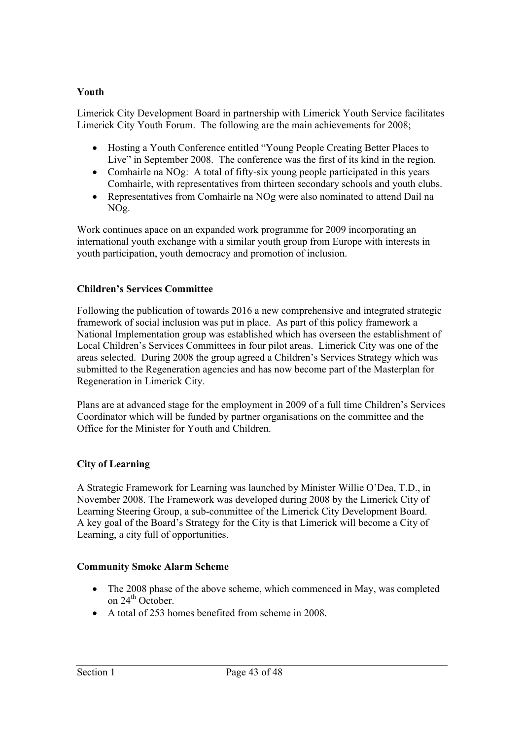**Youth**

Limerick City Development Board in partnership with Limerick Youth Service facilitates Limerick City Youth Forum. The following are the main achievements for 2008;

- Hosting a Youth Conference entitled "Young People Creating Better Places to Live" in September 2008. The conference was the first of its kind in the region.
- Comhairle na NOg: A total of fifty-six young people participated in this years Comhairle, with representatives from thirteen secondary schools and youth clubs.
- Representatives from Comhairle na NOg were also nominated to attend Dail na NOg.

Work continues apace on an expanded work programme for 2009 incorporating an international youth exchange with a similar youth group from Europe with interests in youth participation, youth democracy and promotion of inclusion.

**Children's Services Committee**

Following the publication of towards 2016 a new comprehensive and integrated strategic framework of social inclusion was put in place. As part of this policy framework a National Implementation group was established which has overseen the establishment of Local Children's Services Committees in four pilot areas. Limerick City was one of the areas selected. During 2008 the group agreed a Children's Services Strategy which was submitted to the Regeneration agencies and has now become part of the Masterplan for Regeneration in Limerick City.

Plans are at advanced stage for the employment in 2009 of a full time Children's Services Coordinator which will be funded by partner organisations on the committee and the Office for the Minister for Youth and Children.

**City of Learning**

A Strategic Framework for Learning was launched by Minister Willie O'Dea, T.D., in November 2008. The Framework was developed during 2008 by the Limerick City of Learning Steering Group, a sub-committee of the Limerick City Development Board. A key goal of the Board's Strategy for the City is that Limerick will become a City of Learning, a city full of opportunities.

**Community Smoke Alarm Scheme**

- The 2008 phase of the above scheme, which commenced in May, was completed on 24th October.
- A total of 253 homes benefited from scheme in 2008.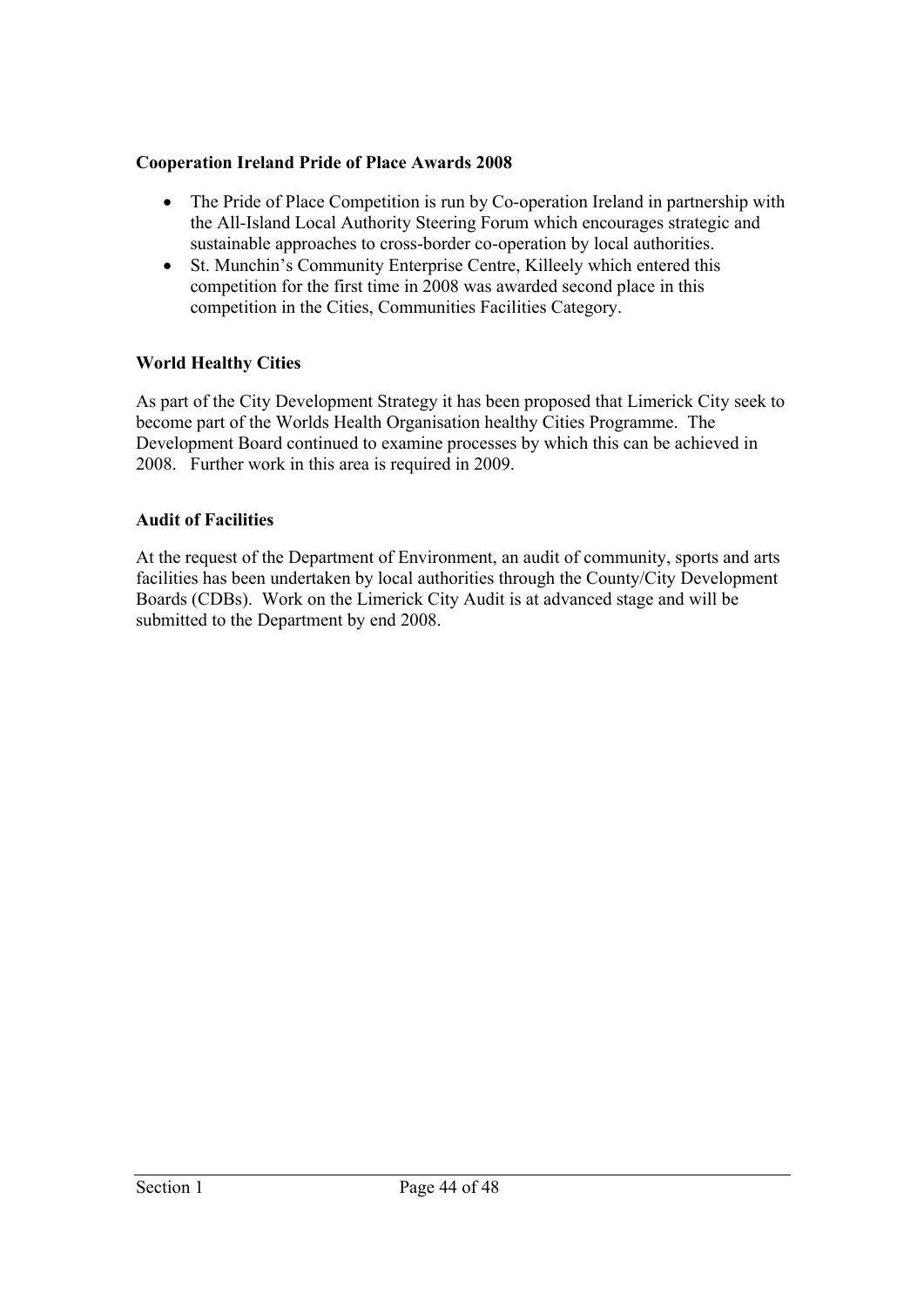**Cooperation Ireland Pride of Place Awards 2008**

- The Pride of Place Competition is run by Co-operation Ireland in partnership with the All-Island Local Authority Steering Forum which encourages strategic and sustainable approaches to cross-border co-operation by local authorities.
- St. Munchin's Community Enterprise Centre, Killeely which entered this competition for the first time in 2008 was awarded second place in this competition in the Cities, Communities Facilities Category.

**World Healthy Cities**

As part of the City Development Strategy it has been proposed that Limerick City seek to become part of the Worlds Health Organisation healthy Cities Programme. The Development Board continued to examine processes by which this can be achieved in 2008. Further work in this area is required in 2009.

**Audit of Facilities**

At the request of the Department of Environment, an audit of community, sports and arts facilities has been undertaken by local authorities through the County/City Development Boards (CDBs). Work on the Limerick City Audit is at advanced stage and will be submitted to the Department by end 2008.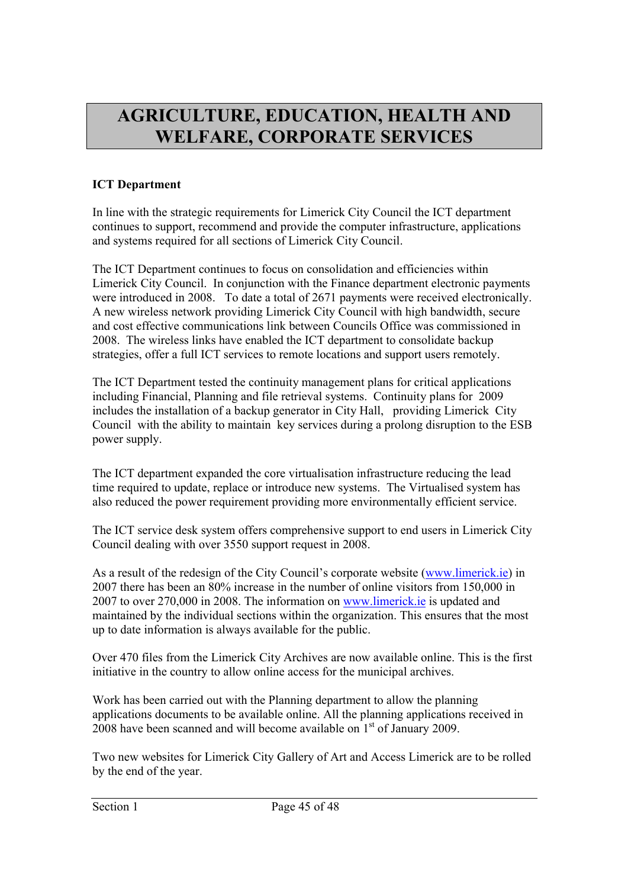# AGRICULTURE, EDUCATION, HEALTH AND WELFARE, CORPORATE SERVICES

**ICT Department**

In line with the strategic requirements for Limerick City Council the ICT department continues to support, recommend and provide the computer infrastructure, applications and systems required for all sections of Limerick City Council.

The ICT Department continues to focus on consolidation and efficiencies within Limerick City Council. In conjunction with the Finance department electronic payments were introduced in 2008. To date a total of 2671 payments were received electronically. A new wireless network providing Limerick City Council with high bandwidth, secure and cost effective communications link between Councils Office was commissioned in 2008. The wireless links have enabled the ICT department to consolidate backup strategies, offer a full ICT services to remote locations and support users remotely.

The ICT Department tested the continuity management plans for critical applications including Financial, Planning and file retrieval systems. Continuity plans for 2009 includes the installation of a backup generator in City Hall, providing Limerick City Council with the ability to maintain key services during a prolong disruption to the ESB power supply.

The ICT department expanded the core virtualisation infrastructure reducing the lead time required to update, replace or introduce new systems. The Virtualised system has also reduced the power requirement providing more environmentally efficient service.

The ICT service desk system offers comprehensive support to end users in Limerick City Council dealing with over 3550 support request in 2008.

As a result of the redesign of the City Council's corporate website (www.limerick.ie) in 2007 there has been an 80% increase in the number of online visitors from 150,000 in 2007 to over 270,000 in 2008. The information on www.limerick.ie is updated and maintained by the individual sections within the organization. This ensures that the most up to date information is always available for the public.

Over 470 files from the Limerick City Archives are now available online. This is the first initiative in the country to allow online access for the municipal archives.

Work has been carried out with the Planning department to allow the planning applications documents to be available online. All the planning applications received in 2008 have been scanned and will become available on 1st of January 2009.

Two new websites for Limerick City Gallery of Art and Access Limerick are to be rolled by the end of the year.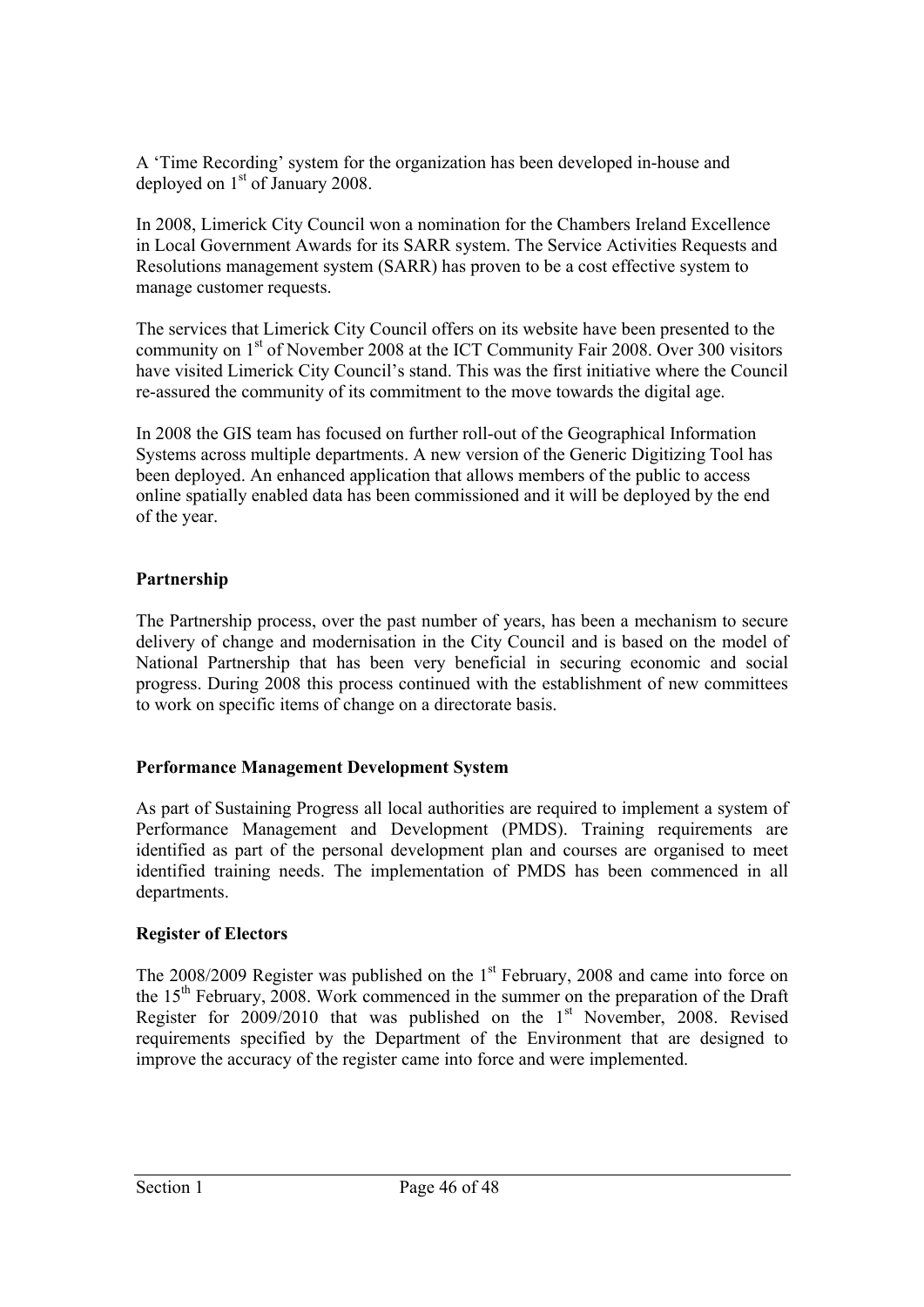A 'Time Recording' system for the organization has been developed in-house and deployed on 1st of January 2008.

In 2008, Limerick City Council won a nomination for the Chambers Ireland Excellence in Local Government Awards for its SARR system. The Service Activities Requests and Resolutions management system (SARR) has proven to be a cost effective system to manage customer requests.

The services that Limerick City Council offers on its website have been presented to the community on 1st of November 2008 at the ICT Community Fair 2008. Over 300 visitors have visited Limerick City Council's stand. This was the first initiative where the Council re-assured the community of its commitment to the move towards the digital age.

In 2008 the GIS team has focused on further roll-out of the Geographical Information Systems across multiple departments. A new version of the Generic Digitizing Tool has been deployed. An enhanced application that allows members of the public to access online spatially enabled data has been commissioned and it will be deployed by the end of the year.

**Partnership**

The Partnership process, over the past number of years, has been a mechanism to secure delivery of change and modernisation in the City Council and is based on the model of National Partnership that has been very beneficial in securing economic and social progress. During 2008 this process continued with the establishment of new committees to work on specific items of change on a directorate basis.

**Performance Management Development System**

As part of Sustaining Progress all local authorities are required to implement a system of Performance Management and Development (PMDS). Training requirements are identified as part of the personal development plan and courses are organised to meet identified training needs. The implementation of PMDS has been commenced in all departments.

**Register of Electors**

The 2008/2009 Register was published on the 1st February, 2008 and came into force on the 15th February, 2008. Work commenced in the summer on the preparation of the Draft Register for 2009/2010 that was published on the 1st November, 2008. Revised requirements specified by the Department of the Environment that are designed to improve the accuracy of the register came into force and were implemented.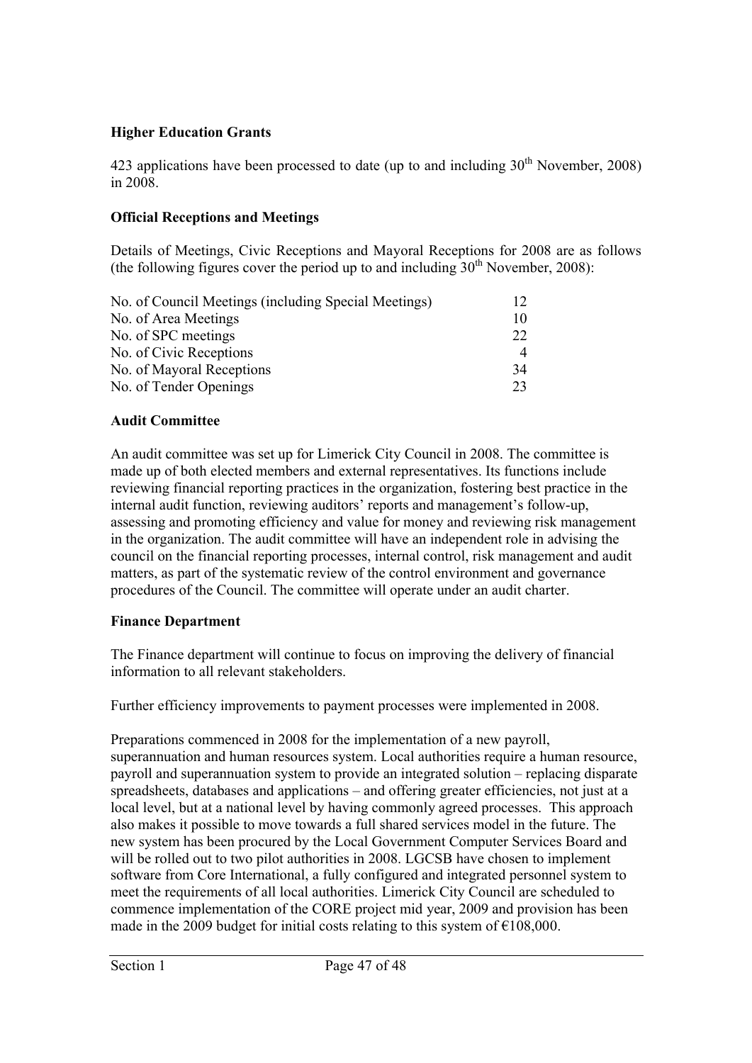## Higher Education Grants

423 applications have been processed to date (up to and including 30th November, 2008) in 2008.

## Official Receptions and Meetings

Details of Meetings, Civic Receptions and Mayoral Receptions for 2008 are as follows (the following figures cover the period up to and including 30th November, 2008):

| | |
|---|---|
| No. of Council Meetings (including Special Meetings) | 12 |
| No. of Area Meetings | 10 |
| No. of SPC meetings | 22 |
| No. of Civic Receptions | 4 |
| No. of Mayoral Receptions | 34 |
| No. of Tender Openings | 23 |

## Audit Committee

An audit committee was set up for Limerick City Council in 2008. The committee is made up of both elected members and external representatives. Its functions include reviewing financial reporting practices in the organization, fostering best practice in the internal audit function, reviewing auditors' reports and management's follow-up, assessing and promoting efficiency and value for money and reviewing risk management in the organization. The audit committee will have an independent role in advising the council on the financial reporting processes, internal control, risk management and audit matters, as part of the systematic review of the control environment and governance procedures of the Council. The committee will operate under an audit charter.

## Finance Department

The Finance department will continue to focus on improving the delivery of financial information to all relevant stakeholders.

Further efficiency improvements to payment processes were implemented in 2008.

Preparations commenced in 2008 for the implementation of a new payroll, superannuation and human resources system. Local authorities require a human resource, payroll and superannuation system to provide an integrated solution – replacing disparate spreadsheets, databases and applications – and offering greater efficiencies, not just at a local level, but at a national level by having commonly agreed processes. This approach also makes it possible to move towards a full shared services model in the future. The new system has been procured by the Local Government Computer Services Board and will be rolled out to two pilot authorities in 2008. LGCSB have chosen to implement software from Core International, a fully configured and integrated personnel system to meet the requirements of all local authorities. Limerick City Council are scheduled to commence implementation of the CORE project mid year, 2009 and provision has been made in the 2009 budget for initial costs relating to this system of €108,000.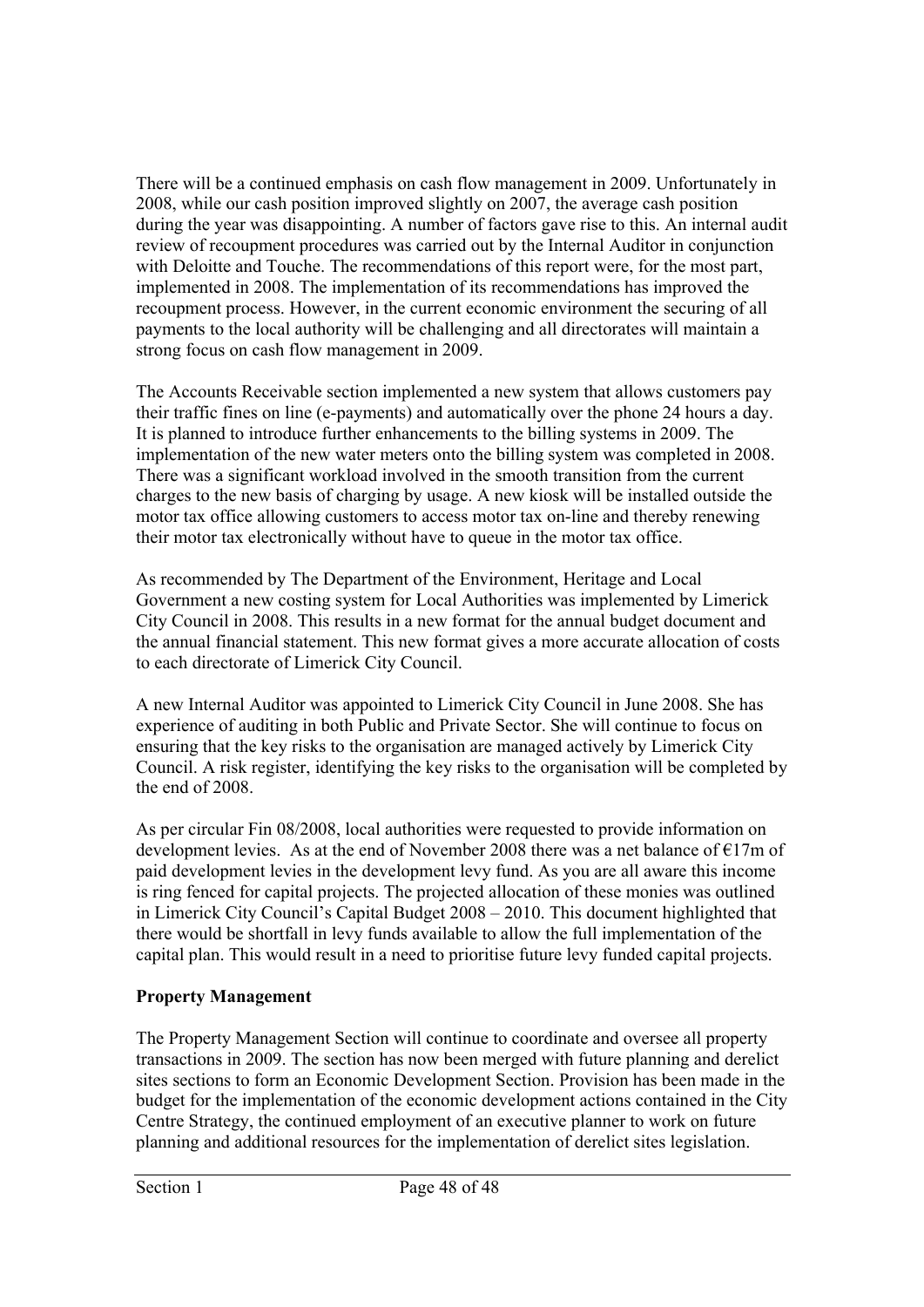There will be a continued emphasis on cash flow management in 2009. Unfortunately in 2008, while our cash position improved slightly on 2007, the average cash position during the year was disappointing. A number of factors gave rise to this. An internal audit review of recoupment procedures was carried out by the Internal Auditor in conjunction with Deloitte and Touche. The recommendations of this report were, for the most part, implemented in 2008. The implementation of its recommendations has improved the recoupment process. However, in the current economic environment the securing of all payments to the local authority will be challenging and all directorates will maintain a strong focus on cash flow management in 2009.

The Accounts Receivable section implemented a new system that allows customers pay their traffic fines on line (e-payments) and automatically over the phone 24 hours a day. It is planned to introduce further enhancements to the billing systems in 2009. The implementation of the new water meters onto the billing system was completed in 2008. There was a significant workload involved in the smooth transition from the current charges to the new basis of charging by usage. A new kiosk will be installed outside the motor tax office allowing customers to access motor tax on-line and thereby renewing their motor tax electronically without have to queue in the motor tax office.

As recommended by The Department of the Environment, Heritage and Local Government a new costing system for Local Authorities was implemented by Limerick City Council in 2008. This results in a new format for the annual budget document and the annual financial statement. This new format gives a more accurate allocation of costs to each directorate of Limerick City Council.

A new Internal Auditor was appointed to Limerick City Council in June 2008. She has experience of auditing in both Public and Private Sector. She will continue to focus on ensuring that the key risks to the organisation are managed actively by Limerick City Council. A risk register, identifying the key risks to the organisation will be completed by the end of 2008.

As per circular Fin 08/2008, local authorities were requested to provide information on development levies. As at the end of November 2008 there was a net balance of €17m of paid development levies in the development levy fund. As you are all aware this income is ring fenced for capital projects. The projected allocation of these monies was outlined in Limerick City Council's Capital Budget 2008 – 2010. This document highlighted that there would be shortfall in levy funds available to allow the full implementation of the capital plan. This would result in a need to prioritise future levy funded capital projects.

**Property Management**

The Property Management Section will continue to coordinate and oversee all property transactions in 2009. The section has now been merged with future planning and derelict sites sections to form an Economic Development Section. Provision has been made in the budget for the implementation of the economic development actions contained in the City Centre Strategy, the continued employment of an executive planner to work on future planning and additional resources for the implementation of derelict sites legislation.